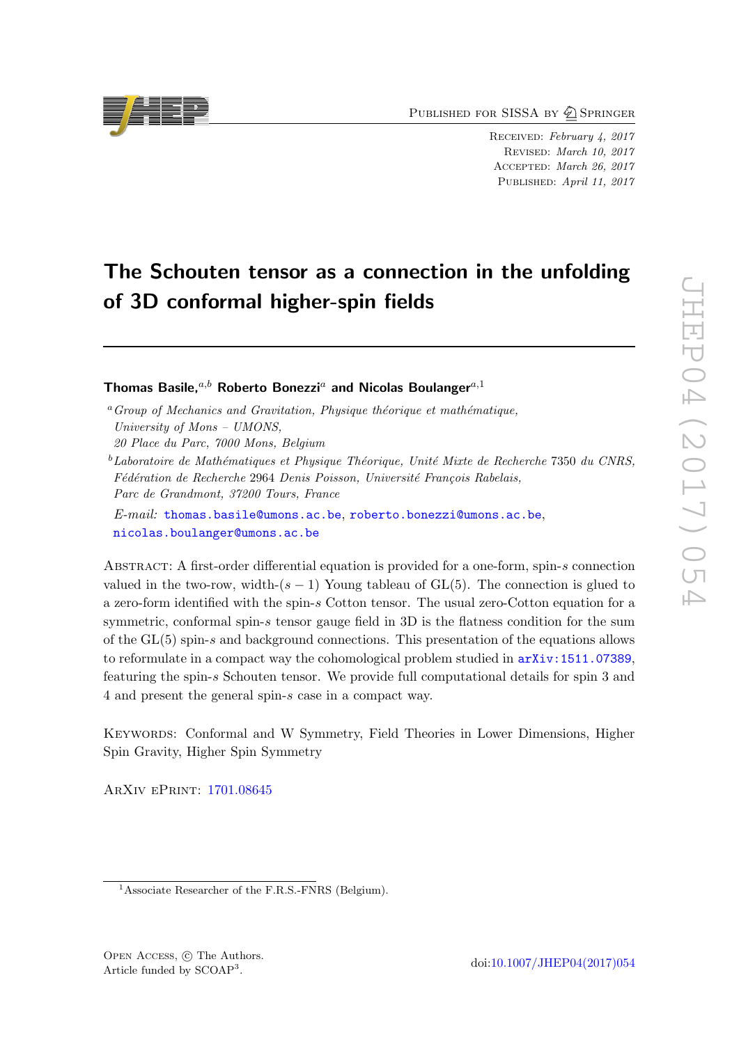Published for SISSA by Springer

Received: *February 4, 2017*
Revised: *March 10, 2017*
Accepted: *March 26, 2017*
Published: *April 11, 2017*

# The Schouten tensor as a connection in the unfolding of 3D conformal higher-spin fields

**Thomas Basile,**[a,b] **Roberto Bonezzi**[a] **and Nicolas Boulanger**[a,1]

[a] *Group of Mechanics and Gravitation, Physique théorique et mathématique, University of Mons – UMONS, 20 Place du Parc, 7000 Mons, Belgium*

[b] *Laboratoire de Mathématiques et Physique Théorique, Unité Mixte de Recherche* 7350 *du CNRS, Fédération de Recherche* 2964 *Denis Poisson, Université François Rabelais, Parc de Grandmont, 37200 Tours, France*

*E-mail:* thomas.basile@umons.ac.be, roberto.bonezzi@umons.ac.be, nicolas.boulanger@umons.ac.be

Abstract: A first-order differential equation is provided for a one-form, spin-$s$ connection valued in the two-row, width-$(s-1)$ Young tableau of GL(5). The connection is glued to a zero-form identified with the spin-$s$ Cotton tensor. The usual zero-Cotton equation for a symmetric, conformal spin-$s$ tensor gauge field in 3D is the flatness condition for the sum of the GL(5) spin-$s$ and background connections. This presentation of the equations allows to reformulate in a compact way the cohomological problem studied in arXiv:1511.07389, featuring the spin-$s$ Schouten tensor. We provide full computational details for spin 3 and 4 and present the general spin-$s$ case in a compact way.

Keywords: Conformal and W Symmetry, Field Theories in Lower Dimensions, Higher Spin Gravity, Higher Spin Symmetry

ArXiv ePrint: 1701.08645

[1] Associate Researcher of the F.R.S.-FNRS (Belgium).

Open Access, © The Authors.
Article funded by SCOAP[3].

doi:10.1007/JHEP04(2017)054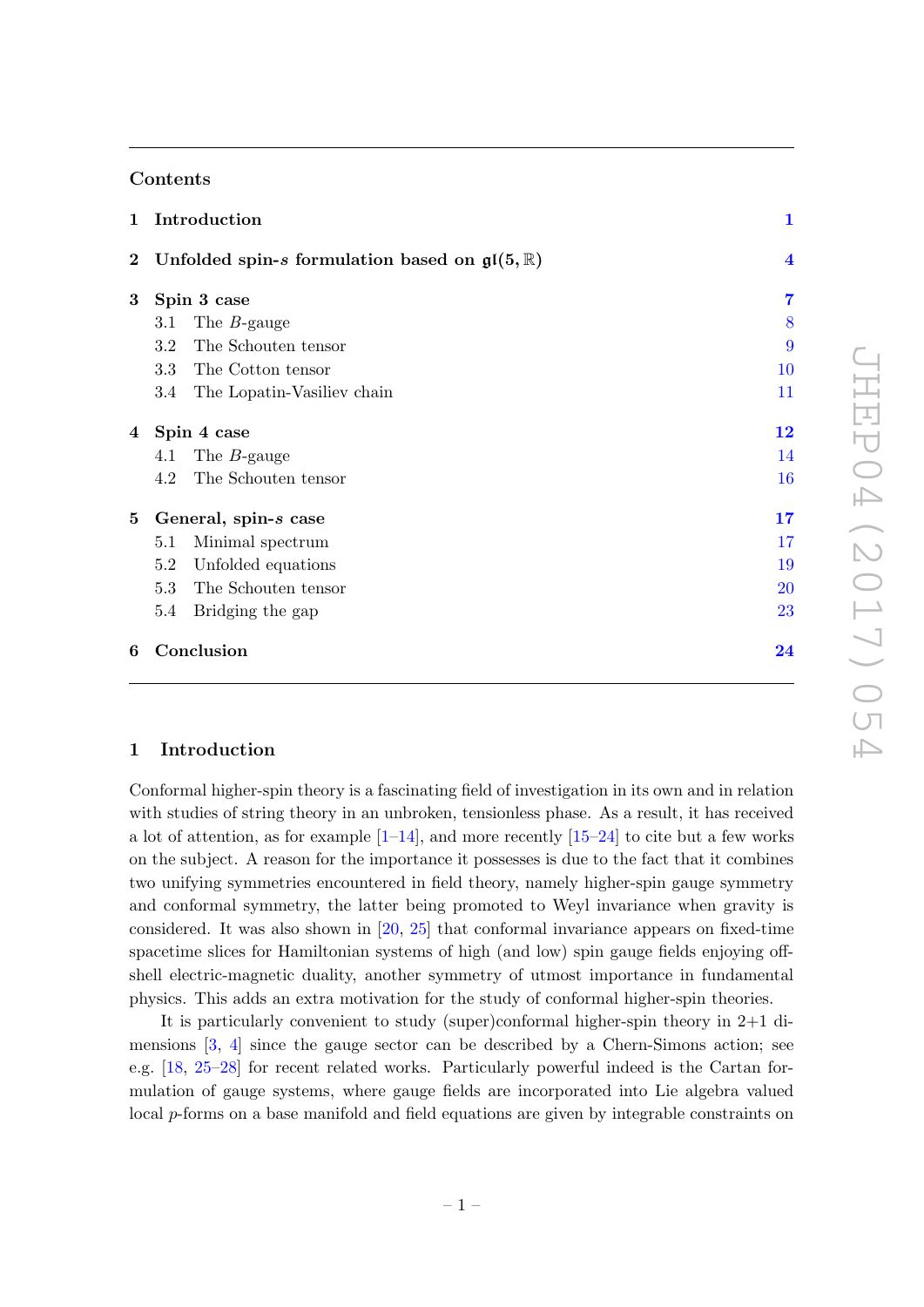## Contents

1 Introduction 1

2 Unfolded spin-$s$ formulation based on $\mathfrak{gl}(5, \mathbb{R})$ 4

3 Spin 3 case 7
- 3.1 The $B$-gauge 8
- 3.2 The Schouten tensor 9
- 3.3 The Cotton tensor 10
- 3.4 The Lopatin-Vasiliev chain 11

4 Spin 4 case 12
- 4.1 The $B$-gauge 14
- 4.2 The Schouten tensor 16

5 General, spin-$s$ case 17
- 5.1 Minimal spectrum 17
- 5.2 Unfolded equations 19
- 5.3 The Schouten tensor 20
- 5.4 Bridging the gap 23

6 Conclusion 24

## 1 Introduction

Conformal higher-spin theory is a fascinating field of investigation in its own and in relation with studies of string theory in an unbroken, tensionless phase. As a result, it has received a lot of attention, as for example [1–14], and more recently [15–24] to cite but a few works on the subject. A reason for the importance it possesses is due to the fact that it combines two unifying symmetries encountered in field theory, namely higher-spin gauge symmetry and conformal symmetry, the latter being promoted to Weyl invariance when gravity is considered. It was also shown in [20, 25] that conformal invariance appears on fixed-time spacetime slices for Hamiltonian systems of high (and low) spin gauge fields enjoying off-shell electric-magnetic duality, another symmetry of utmost importance in fundamental physics. This adds an extra motivation for the study of conformal higher-spin theories.

It is particularly convenient to study (super)conformal higher-spin theory in 2+1 dimensions [3, 4] since the gauge sector can be described by a Chern-Simons action; see e.g. [18, 25–28] for recent related works. Particularly powerful indeed is the Cartan formulation of gauge systems, where gauge fields are incorporated into Lie algebra valued local $p$-forms on a base manifold and field equations are given by integrable constraints on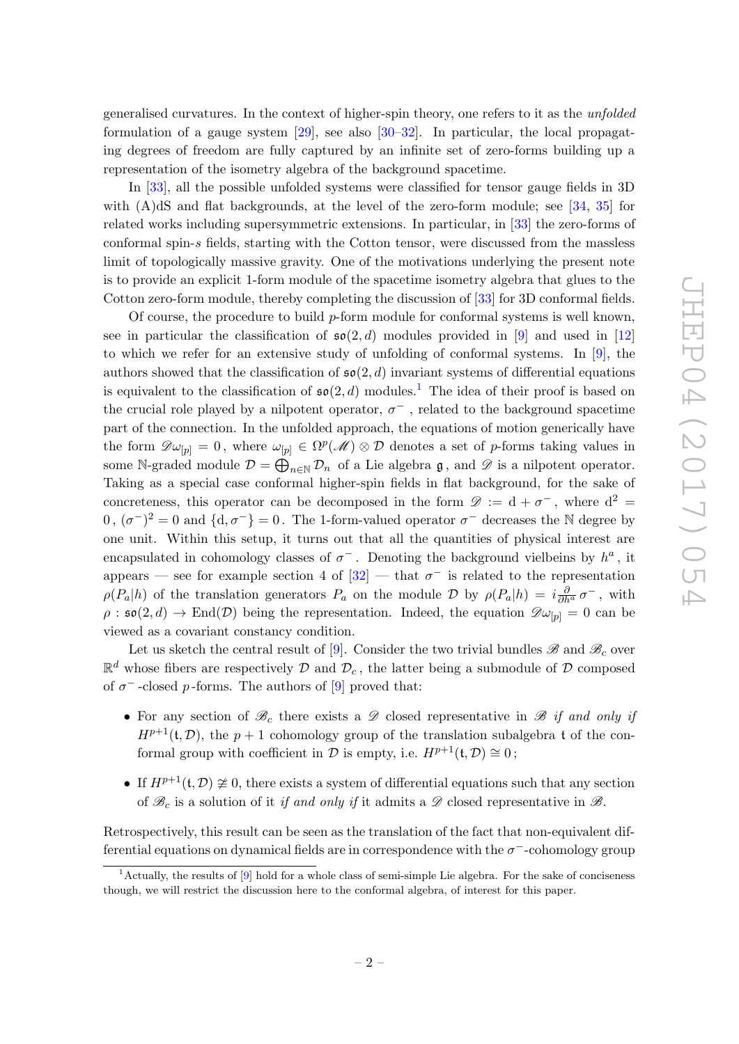generalised curvatures. In the context of higher-spin theory, one refers to it as the *unfolded* formulation of a gauge system [29], see also [30–32]. In particular, the local propagating degrees of freedom are fully captured by an infinite set of zero-forms building up a representation of the isometry algebra of the background spacetime.

In [33], all the possible unfolded systems were classified for tensor gauge fields in 3D with (A)dS and flat backgrounds, at the level of the zero-form module; see [34, 35] for related works including supersymmetric extensions. In particular, in [33] the zero-forms of conformal spin-$s$ fields, starting with the Cotton tensor, were discussed from the massless limit of topologically massive gravity. One of the motivations underlying the present note is to provide an explicit 1-form module of the spacetime isometry algebra that glues to the Cotton zero-form module, thereby completing the discussion of [33] for 3D conformal fields.

Of course, the procedure to build $p$-form module for conformal systems is well known, see in particular the classification of $\mathfrak{so}(2,d)$ modules provided in [9] and used in [12] to which we refer for an extensive study of unfolding of conformal systems. In [9], the authors showed that the classification of $\mathfrak{so}(2,d)$ invariant systems of differential equations is equivalent to the classification of $\mathfrak{so}(2,d)$ modules.[1] The idea of their proof is based on the crucial role played by a nilpotent operator, $\sigma^-$ , related to the background spacetime part of the connection. In the unfolded approach, the equations of motion generically have the form $\mathscr{D}\omega_{[p]} = 0$ , where $\omega_{[p]} \in \Omega^p(\mathscr{M}) \otimes \mathcal{D}$ denotes a set of $p$-forms taking values in some $\mathbb{N}$-graded module $\mathcal{D} = \bigoplus_{n\in\mathbb{N}} \mathcal{D}_n$ of a Lie algebra $\mathfrak{g}$ , and $\mathscr{D}$ is a nilpotent operator. Taking as a special case conformal higher-spin fields in flat background, for the sake of concreteness, this operator can be decomposed in the form $\mathscr{D} := \mathrm{d} + \sigma^-$ , where $\mathrm{d}^2 = 0$ , $(\sigma^-)^2 = 0$ and $\{\mathrm{d}, \sigma^-\} = 0$ . The 1-form-valued operator $\sigma^-$ decreases the $\mathbb{N}$ degree by one unit. Within this setup, it turns out that all the quantities of physical interest are encapsulated in cohomology classes of $\sigma^-$ . Denoting the background vielbeins by $h^a$ , it appears — see for example section 4 of [32] — that $\sigma^-$ is related to the representation $\rho(P_a|h)$ of the translation generators $P_a$ on the module $\mathcal{D}$ by $\rho(P_a|h) = i\frac{\partial}{\partial h^a}\sigma^-$ , with $\rho : \mathfrak{so}(2,d) \to \mathrm{End}(\mathcal{D})$ being the representation. Indeed, the equation $\mathscr{D}\omega_{[p]} = 0$ can be viewed as a covariant constancy condition.

Let us sketch the central result of [9]. Consider the two trivial bundles $\mathscr{B}$ and $\mathscr{B}_c$ over $\mathbb{R}^d$ whose fibers are respectively $\mathcal{D}$ and $\mathcal{D}_c$ , the latter being a submodule of $\mathcal{D}$ composed of $\sigma^-$-closed $p$-forms. The authors of [9] proved that:

- For any section of $\mathscr{B}_c$ there exists a $\mathscr{D}$ closed representative in $\mathscr{B}$ *if and only if* $H^{p+1}(\mathfrak{t}, \mathcal{D})$, the $p+1$ cohomology group of the translation subalgebra $\mathfrak{t}$ of the conformal group with coefficient in $\mathcal{D}$ is empty, i.e. $H^{p+1}(\mathfrak{t}, \mathcal{D}) \cong 0$ ;
- If $H^{p+1}(\mathfrak{t}, \mathcal{D}) \ncong 0$, there exists a system of differential equations such that any section of $\mathscr{B}_c$ is a solution of it *if and only if* it admits a $\mathscr{D}$ closed representative in $\mathscr{B}$.

Retrospectively, this result can be seen as the translation of the fact that non-equivalent differential equations on dynamical fields are in correspondence with the $\sigma^-$-cohomology group

[1] Actually, the results of [9] hold for a whole class of semi-simple Lie algebra. For the sake of conciseness though, we will restrict the discussion here to the conformal algebra, of interest for this paper.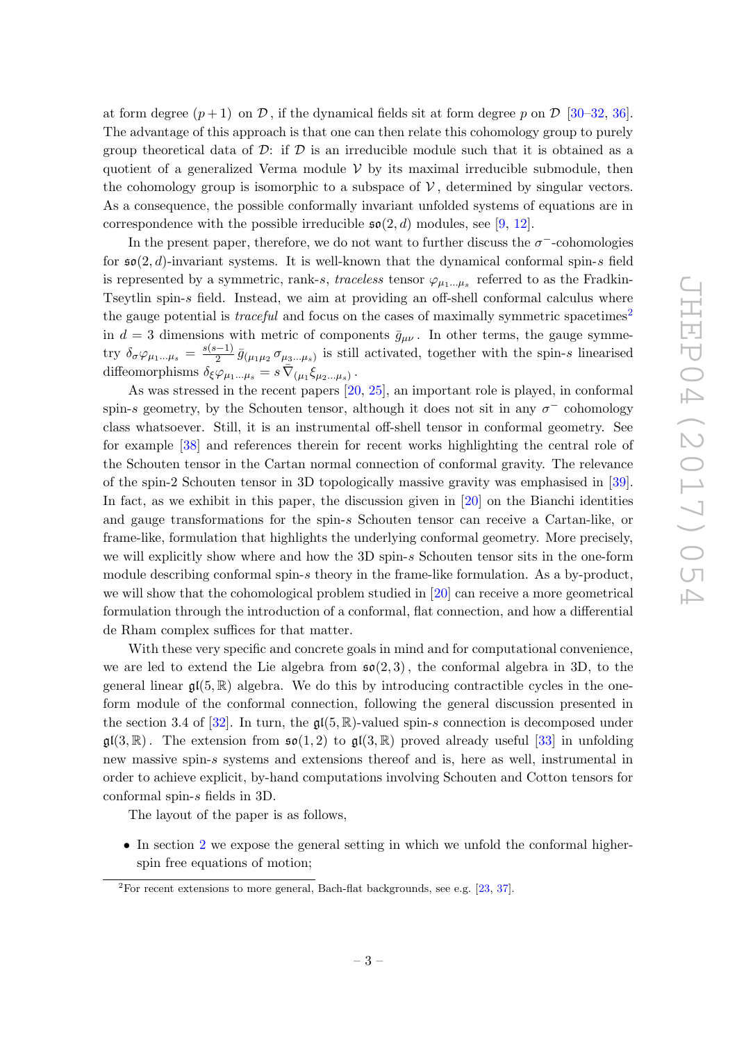at form degree $(p+1)$ on $\mathcal{D}$, if the dynamical fields sit at form degree $p$ on $\mathcal{D}$ [30–32, 36]. The advantage of this approach is that one can then relate this cohomology group to purely group theoretical data of $\mathcal{D}$: if $\mathcal{D}$ is an irreducible module such that it is obtained as a quotient of a generalized Verma module $\mathcal{V}$ by its maximal irreducible submodule, then the cohomology group is isomorphic to a subspace of $\mathcal{V}$, determined by singular vectors. As a consequence, the possible conformally invariant unfolded systems of equations are in correspondence with the possible irreducible $\mathfrak{so}(2,d)$ modules, see [9, 12].

In the present paper, therefore, we do not want to further discuss the $\sigma^-$-cohomologies for $\mathfrak{so}(2,d)$-invariant systems. It is well-known that the dynamical conformal spin-$s$ field is represented by a symmetric, rank-$s$, *traceless* tensor $\varphi_{\mu_1\ldots\mu_s}$ referred to as the Fradkin-Tseytlin spin-$s$ field. Instead, we aim at providing an off-shell conformal calculus where the gauge potential is *traceful* and focus on the cases of maximally symmetric spacetimes[2] in $d=3$ dimensions with metric of components $\bar{g}_{\mu\nu}$. In other terms, the gauge symmetry $\delta_\sigma\varphi_{\mu_1\ldots\mu_s} = \frac{s(s-1)}{2}\,\bar{g}_{(\mu_1\mu_2}\sigma_{\mu_3\ldots\mu_s)}$ is still activated, together with the spin-$s$ linearised diffeomorphisms $\delta_\xi\varphi_{\mu_1\ldots\mu_s} = s\,\bar{\nabla}_{(\mu_1}\xi_{\mu_2\ldots\mu_s)}$.

As was stressed in the recent papers [20, 25], an important role is played, in conformal spin-$s$ geometry, by the Schouten tensor, although it does not sit in any $\sigma^-$ cohomology class whatsoever. Still, it is an instrumental off-shell tensor in conformal geometry. See for example [38] and references therein for recent works highlighting the central role of the Schouten tensor in the Cartan normal connection of conformal gravity. The relevance of the spin-2 Schouten tensor in 3D topologically massive gravity was emphasised in [39]. In fact, as we exhibit in this paper, the discussion given in [20] on the Bianchi identities and gauge transformations for the spin-$s$ Schouten tensor can receive a Cartan-like, or frame-like, formulation that highlights the underlying conformal geometry. More precisely, we will explicitly show where and how the 3D spin-$s$ Schouten tensor sits in the one-form module describing conformal spin-$s$ theory in the frame-like formulation. As a by-product, we will show that the cohomological problem studied in [20] can receive a more geometrical formulation through the introduction of a conformal, flat connection, and how a differential de Rham complex suffices for that matter.

With these very specific and concrete goals in mind and for computational convenience, we are led to extend the Lie algebra from $\mathfrak{so}(2,3)$, the conformal algebra in 3D, to the general linear $\mathfrak{gl}(5,\mathbb{R})$ algebra. We do this by introducing contractible cycles in the one-form module of the conformal connection, following the general discussion presented in the section 3.4 of [32]. In turn, the $\mathfrak{gl}(5,\mathbb{R})$-valued spin-$s$ connection is decomposed under $\mathfrak{gl}(3,\mathbb{R})$. The extension from $\mathfrak{so}(1,2)$ to $\mathfrak{gl}(3,\mathbb{R})$ proved already useful [33] in unfolding new massive spin-$s$ systems and extensions thereof and is, here as well, instrumental in order to achieve explicit, by-hand computations involving Schouten and Cotton tensors for conformal spin-$s$ fields in 3D.

The layout of the paper is as follows,

- In section 2 we expose the general setting in which we unfold the conformal higher-spin free equations of motion;

[2] For recent extensions to more general, Bach-flat backgrounds, see e.g. [23, 37].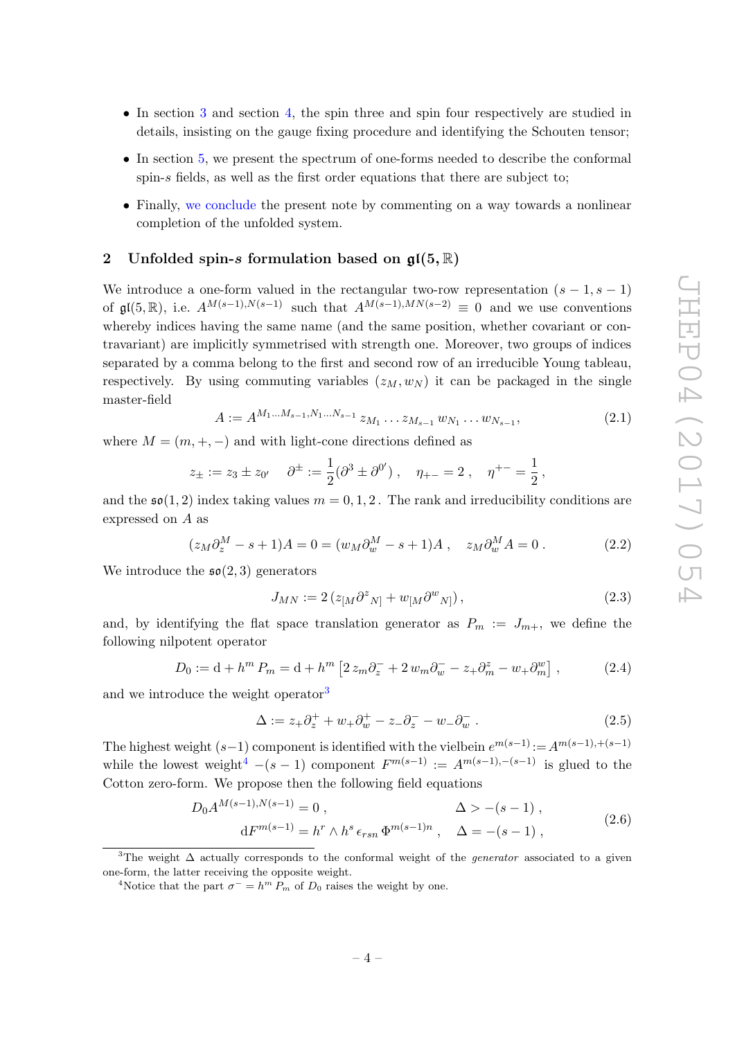- In section 3 and section 4, the spin three and spin four respectively are studied in details, insisting on the gauge fixing procedure and identifying the Schouten tensor;
- In section 5, we present the spectrum of one-forms needed to describe the conformal spin-$s$ fields, as well as the first order equations that there are subject to;
- Finally, we conclude the present note by commenting on a way towards a nonlinear completion of the unfolded system.

## 2 Unfolded spin-$s$ formulation based on $\mathfrak{gl}(5,\mathbb{R})$

We introduce a one-form valued in the rectangular two-row representation $(s-1,s-1)$ of $\mathfrak{gl}(5,\mathbb{R})$, i.e. $A^{M(s-1),N(s-1)}$ such that $A^{M(s-1),MN(s-2)} \equiv 0$ and we use conventions whereby indices having the same name (and the same position, whether covariant or contravariant) are implicitly symmetrised with strength one. Moreover, two groups of indices separated by a comma belong to the first and second row of an irreducible Young tableau, respectively. By using commuting variables $(z_M, w_N)$ it can be packaged in the single master-field

$$A := A^{M_1 \dots M_{s-1}, N_1 \dots N_{s-1}} \, z_{M_1} \dots z_{M_{s-1}} \, w_{N_1} \dots w_{N_{s-1}} , \tag{2.1}$$

where $M = (m,+,-)$ and with light-cone directions defined as

$$z_\pm := z_3 \pm z_{0'} \quad \partial^\pm := \frac{1}{2}(\partial^3 \pm \partial^{0'}) \,, \quad \eta_{+-} = 2 \,, \quad \eta^{+-} = \frac{1}{2} \,,$$

and the $\mathfrak{so}(1,2)$ index taking values $m = 0,1,2$ . The rank and irreducibility conditions are expressed on $A$ as

$$(z_M \partial_z^M - s + 1)A = 0 = (w_M \partial_w^M - s + 1)A \,, \quad z_M \partial_w^M A = 0 \,. \tag{2.2}$$

We introduce the $\mathfrak{so}(2,3)$ generators

$$J_{MN} := 2 \left( z_{[M} \partial^z{}_{N]} + w_{[M} \partial^w{}_{N]} \right) , \tag{2.3}$$

and, by identifying the flat space translation generator as $P_m := J_{m+}$, we define the following nilpotent operator

$$D_0 := \mathrm{d} + h^m P_m = \mathrm{d} + h^m \left[ 2 \, z_m \partial_z^- + 2 \, w_m \partial_w^- - z_+ \partial_m^z - w_+ \partial_m^w \right] , \tag{2.4}$$

and we introduce the weight operator[3]

$$\Delta := z_+ \partial_z^+ + w_+ \partial_w^+ - z_- \partial_z^- - w_- \partial_w^- \,. \tag{2.5}$$

The highest weight $(s-1)$ component is identified with the vielbein $e^{m(s-1)} := A^{m(s-1),+(s-1)}$ while the lowest weight[4] $-(s-1)$ component $F^{m(s-1)} := A^{m(s-1),-(s-1)}$ is glued to the Cotton zero-form. We propose then the following field equations

$$\begin{aligned} D_0 A^{M(s-1),N(s-1)} &= 0 \,, & \Delta &> -(s-1) \,, \\ \mathrm{d}F^{m(s-1)} &= h^r \wedge h^s \, \epsilon_{rsn} \, \Phi^{m(s-1)n} \,, & \Delta &= -(s-1) \,, \end{aligned} \tag{2.6}$$

[3]The weight $\Delta$ actually corresponds to the conformal weight of the *generator* associated to a given one-form, the latter receiving the opposite weight.

[4]Notice that the part $\sigma^- = h^m P_m$ of $D_0$ raises the weight by one.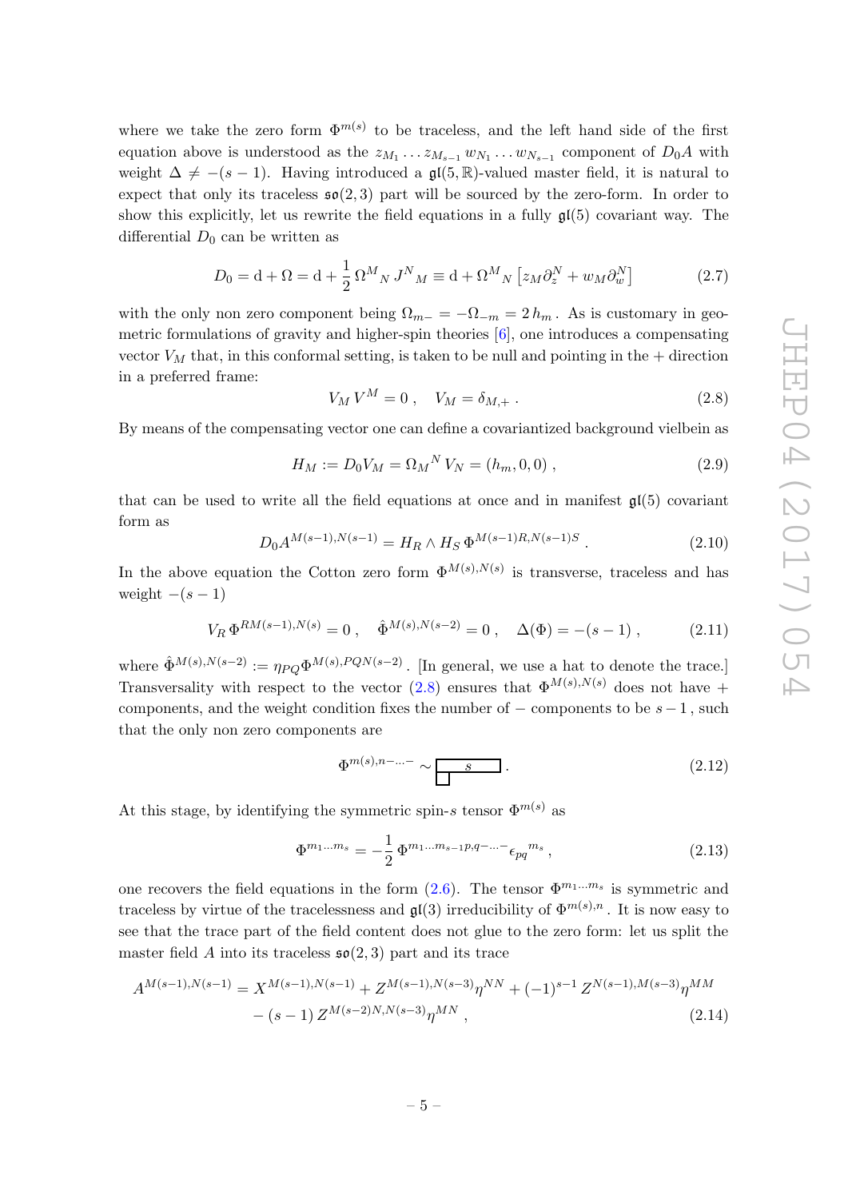where we take the zero form $\Phi^{m(s)}$ to be traceless, and the left hand side of the first equation above is understood as the $z_{M_1}\dots z_{M_{s-1}}\, w_{N_1}\dots w_{N_{s-1}}$ component of $D_0 A$ with weight $\Delta \neq -(s-1)$. Having introduced a $\mathfrak{gl}(5,\mathbb{R})$-valued master field, it is natural to expect that only its traceless $\mathfrak{so}(2,3)$ part will be sourced by the zero-form. In order to show this explicitly, let us rewrite the field equations in a fully $\mathfrak{gl}(5)$ covariant way. The differential $D_0$ can be written as

$$D_0 = \mathrm{d} + \Omega = \mathrm{d} + \frac{1}{2}\,\Omega^M{}_N\, J^N{}_M \equiv \mathrm{d} + \Omega^M{}_N\left[z_M\partial_z^N + w_M\partial_w^N\right] \tag{2.7}$$

with the only non zero component being $\Omega_{m-} = -\Omega_{-m} = 2\,h_m$. As is customary in geometric formulations of gravity and higher-spin theories [6], one introduces a compensating vector $V_M$ that, in this conformal setting, is taken to be null and pointing in the + direction in a preferred frame:

$$V_M\,V^M = 0\,, \quad V_M = \delta_{M,+}\,. \tag{2.8}$$

By means of the compensating vector one can define a covariantized background vielbein as

$$H_M := D_0 V_M = \Omega_M{}^N\,V_N = (h_m,0,0)\,, \tag{2.9}$$

that can be used to write all the field equations at once and in manifest $\mathfrak{gl}(5)$ covariant form as

$$D_0 A^{M(s-1),N(s-1)} = H_R\wedge H_S\,\Phi^{M(s-1)R,N(s-1)S}\,. \tag{2.10}$$

In the above equation the Cotton zero form $\Phi^{M(s),N(s)}$ is transverse, traceless and has weight $-(s-1)$

$$V_R\,\Phi^{RM(s-1),N(s)} = 0\,, \quad \hat{\Phi}^{M(s),N(s-2)} = 0\,, \quad \Delta(\Phi) = -(s-1)\,, \tag{2.11}$$

where $\hat{\Phi}^{M(s),N(s-2)} := \eta_{PQ}\Phi^{M(s),PQN(s-2)}$. [In general, we use a hat to denote the trace.] Transversality with respect to the vector (2.8) ensures that $\Phi^{M(s),N(s)}$ does not have + components, and the weight condition fixes the number of $-$ components to be $s-1$, such that the only non zero components are

$$\Phi^{m(s),n-\dots-} \sim \begin{array}{|c|}\hline \quad s \quad \\ \hline \end{array}\!\!\!\begin{array}{l}\\ \square\end{array}\,. \tag{2.12}$$

At this stage, by identifying the symmetric spin-$s$ tensor $\Phi^{m(s)}$ as

$$\Phi^{m_1\dots m_s} = -\frac{1}{2}\,\Phi^{m_1\dots m_{s-1}p,q-\dots-}\epsilon_{pq}{}^{m_s}\,, \tag{2.13}$$

one recovers the field equations in the form (2.6). The tensor $\Phi^{m_1\dots m_s}$ is symmetric and traceless by virtue of the tracelessness and $\mathfrak{gl}(3)$ irreducibility of $\Phi^{m(s),n}$. It is now easy to see that the trace part of the field content does not glue to the zero form: let us split the master field $A$ into its traceless $\mathfrak{so}(2,3)$ part and its trace

$$\begin{aligned}A^{M(s-1),N(s-1)} = {}& X^{M(s-1),N(s-1)} + Z^{M(s-1),N(s-3)}\eta^{NN} + (-1)^{s-1}\,Z^{N(s-1),M(s-3)}\eta^{MM}\\ &-(s-1)\,Z^{M(s-2)N,N(s-3)}\eta^{MN}\,,\end{aligned} \tag{2.14}$$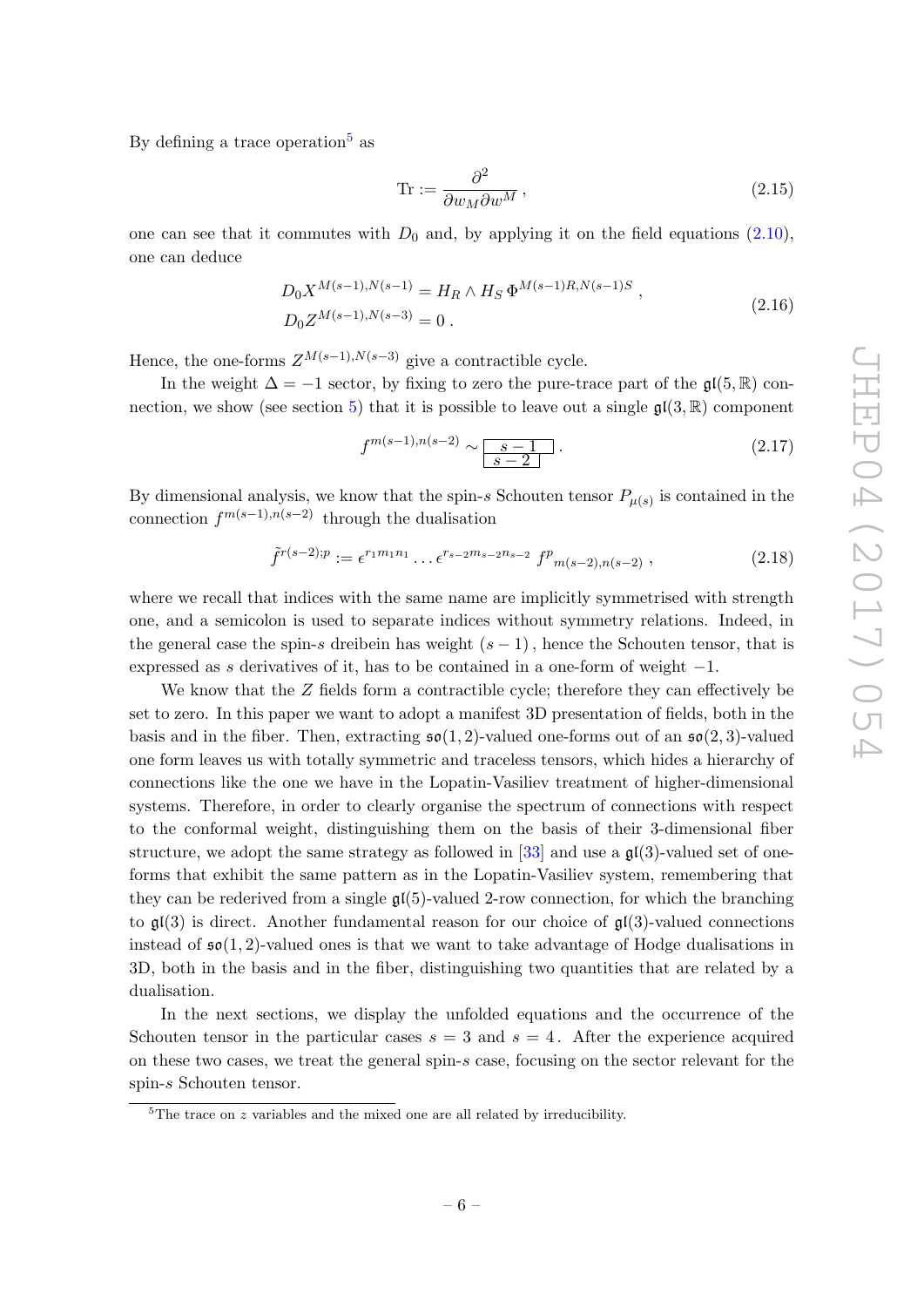By defining a trace operation[5] as

$$\mathrm{Tr} := \frac{\partial^2}{\partial w_M \partial w^M}\,, \tag{2.15}$$

one can see that it commutes with $D_0$ and, by applying it on the field equations (2.10), one can deduce

$$\begin{aligned} D_0 X^{M(s-1),N(s-1)} &= H_R \wedge H_S\, \Phi^{M(s-1)R,N(s-1)S}\,, \\ D_0 Z^{M(s-1),N(s-3)} &= 0\,. \end{aligned} \tag{2.16}$$

Hence, the one-forms $Z^{M(s-1),N(s-3)}$ give a contractible cycle.

In the weight $\Delta = -1$ sector, by fixing to zero the pure-trace part of the $\mathfrak{gl}(5,\mathbb{R})$ connection, we show (see section 5) that it is possible to leave out a single $\mathfrak{gl}(3,\mathbb{R})$ component

$$f^{m(s-1),n(s-2)} \sim \begin{array}{|c|}\hline s-1 \\ \hline s-2 \\ \hline \end{array}\,. \tag{2.17}$$

By dimensional analysis, we know that the spin-$s$ Schouten tensor $P_{\mu(s)}$ is contained in the connection $f^{m(s-1),n(s-2)}$ through the dualisation

$$\tilde{f}^{r(s-2);p} := \epsilon^{r_1 m_1 n_1} \dots \epsilon^{r_{s-2} m_{s-2} n_{s-2}}\, f^p{}_{m(s-2),n(s-2)}\,, \tag{2.18}$$

where we recall that indices with the same name are implicitly symmetrised with strength one, and a semicolon is used to separate indices without symmetry relations. Indeed, in the general case the spin-$s$ dreibein has weight $(s-1)$, hence the Schouten tensor, that is expressed as $s$ derivatives of it, has to be contained in a one-form of weight $-1$.

We know that the $Z$ fields form a contractible cycle; therefore they can effectively be set to zero. In this paper we want to adopt a manifest 3D presentation of fields, both in the basis and in the fiber. Then, extracting $\mathfrak{so}(1,2)$-valued one-forms out of an $\mathfrak{so}(2,3)$-valued one form leaves us with totally symmetric and traceless tensors, which hides a hierarchy of connections like the one we have in the Lopatin-Vasiliev treatment of higher-dimensional systems. Therefore, in order to clearly organise the spectrum of connections with respect to the conformal weight, distinguishing them on the basis of their 3-dimensional fiber structure, we adopt the same strategy as followed in [33] and use a $\mathfrak{gl}(3)$-valued set of one-forms that exhibit the same pattern as in the Lopatin-Vasiliev system, remembering that they can be rederived from a single $\mathfrak{gl}(5)$-valued 2-row connection, for which the branching to $\mathfrak{gl}(3)$ is direct. Another fundamental reason for our choice of $\mathfrak{gl}(3)$-valued connections instead of $\mathfrak{so}(1,2)$-valued ones is that we want to take advantage of Hodge dualisations in 3D, both in the basis and in the fiber, distinguishing two quantities that are related by a dualisation.

In the next sections, we display the unfolded equations and the occurrence of the Schouten tensor in the particular cases $s = 3$ and $s = 4$. After the experience acquired on these two cases, we treat the general spin-$s$ case, focusing on the sector relevant for the spin-$s$ Schouten tensor.

---

[5] The trace on $z$ variables and the mixed one are all related by irreducibility.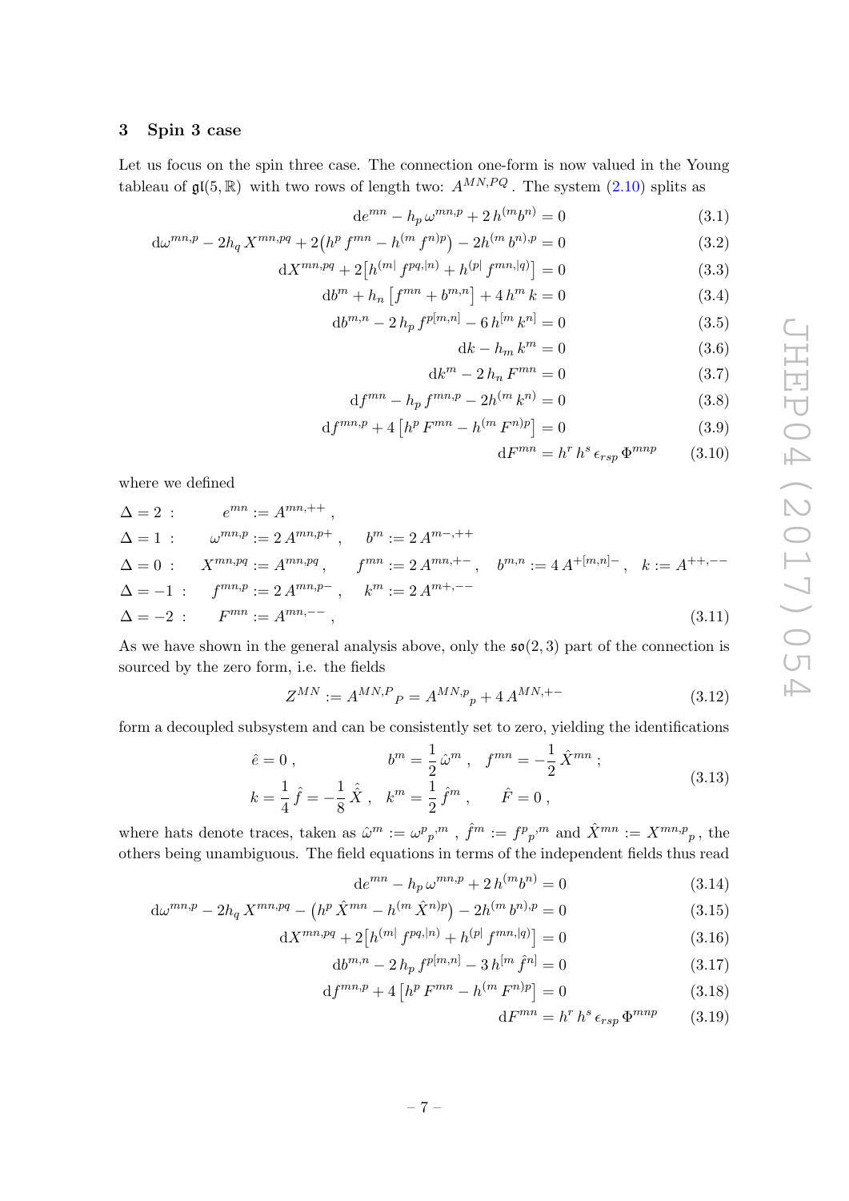## 3 Spin 3 case

Let us focus on the spin three case. The connection one-form is now valued in the Young tableau of $\mathfrak{gl}(5,\mathbb{R})$ with two rows of length two: $A^{MN,PQ}$. The system (2.10) splits as

$$\mathrm{d}e^{mn} - h_p\,\omega^{mn,p} + 2\,h^{(m}b^{n)} = 0 \tag{3.1}$$

$$\mathrm{d}\omega^{mn,p} - 2h_q\,X^{mn,pq} + 2\big(h^p\,f^{mn} - h^{(m}\,f^{n)p}\big) - 2h^{(m}\,b^{n),p} = 0 \tag{3.2}$$

$$\mathrm{d}X^{mn,pq} + 2\big[h^{(m|}\,f^{pq,|n)} + h^{(p|}\,f^{mn,|q)}\big] = 0 \tag{3.3}$$

$$\mathrm{d}b^{m} + h_n\left[f^{mn} + b^{m,n}\right] + 4\,h^m\,k = 0 \tag{3.4}$$

$$\mathrm{d}b^{m,n} - 2\,h_p\,f^{p[m,n]} - 6\,h^{[m}\,k^{n]} = 0 \tag{3.5}$$

$$\mathrm{d}k - h_m\,k^m = 0 \tag{3.6}$$

$$\mathrm{d}k^m - 2\,h_n\,F^{mn} = 0 \tag{3.7}$$

$$\mathrm{d}f^{mn} - h_p\,f^{mn,p} - 2h^{(m}\,k^{n)} = 0 \tag{3.8}$$

$$\mathrm{d}f^{mn,p} + 4\left[h^p\,F^{mn} - h^{(m}\,F^{n)p}\right] = 0 \tag{3.9}$$

$$\mathrm{d}F^{mn} = h^r\,h^s\,\epsilon_{rsp}\,\Phi^{mnp} \tag{3.10}$$

where we defined

$$\begin{aligned}
\Delta = 2\ :&\qquad e^{mn} := A^{mn,++}\,,\\
\Delta = 1\ :&\qquad \omega^{mn,p} := 2\,A^{mn,p+}\,,\qquad b^m := 2\,A^{m-,++}\\
\Delta = 0\ :&\qquad X^{mn,pq} := A^{mn,pq}\,,\qquad f^{mn} := 2\,A^{mn,+-}\,,\quad b^{m,n} := 4\,A^{+[m,n]-}\,,\quad k := A^{++,--}\\
\Delta = -1\ :&\qquad f^{mn,p} := 2\,A^{mn,p-}\,,\qquad k^m := 2\,A^{m+,--}\\
\Delta = -2\ :&\qquad F^{mn} := A^{mn,--}\,,
\end{aligned} \tag{3.11}$$

As we have shown in the general analysis above, only the $\mathfrak{so}(2,3)$ part of the connection is sourced by the zero form, i.e. the fields

$$Z^{MN} := A^{MN,P}{}_{P} = A^{MN,p}{}_{p} + 4\,A^{MN,+-} \tag{3.12}$$

form a decoupled subsystem and can be consistently set to zero, yielding the identifications

$$\begin{aligned}
&\hat{e} = 0\,, \qquad\qquad b^m = \frac{1}{2}\,\hat{\omega}^m\,,\quad f^{mn} = -\frac{1}{2}\,\hat{X}^{mn}\,;\\
&k = \frac{1}{4}\,\hat{f} = -\frac{1}{8}\,\hat{\hat{X}}\,,\quad k^m = \frac{1}{2}\,\hat{f}^m\,,\qquad \hat{F} = 0\,,
\end{aligned} \tag{3.13}$$

where hats denote traces, taken as $\hat{\omega}^m := \omega^p{}_p{}^{,m}$ , $\hat{f}^m := f^p{}_p{}^{,m}$ and $\hat{X}^{mn} := X^{mn,p}{}_p$ , the others being unambiguous. The field equations in terms of the independent fields thus read

$$\mathrm{d}e^{mn} - h_p\,\omega^{mn,p} + 2\,h^{(m}b^{n)} = 0 \tag{3.14}$$

$$\mathrm{d}\omega^{mn,p} - 2h_q\,X^{mn,pq} - \big(h^p\,\hat{X}^{mn} - h^{(m}\,\hat{X}^{n)p}\big) - 2h^{(m}\,b^{n),p} = 0 \tag{3.15}$$

$$\mathrm{d}X^{mn,pq} + 2\big[h^{(m|}\,f^{pq,|n)} + h^{(p|}\,f^{mn,|q)}\big] = 0 \tag{3.16}$$

$$\mathrm{d}b^{m,n} - 2\,h_p\,f^{p[m,n]} - 3\,h^{[m}\,\hat{f}^{n]} = 0 \tag{3.17}$$

$$\mathrm{d}f^{mn,p} + 4\left[h^p\,F^{mn} - h^{(m}\,F^{n)p}\right] = 0 \tag{3.18}$$

$$\mathrm{d}F^{mn} = h^r\,h^s\,\epsilon_{rsp}\,\Phi^{mnp} \tag{3.19}$$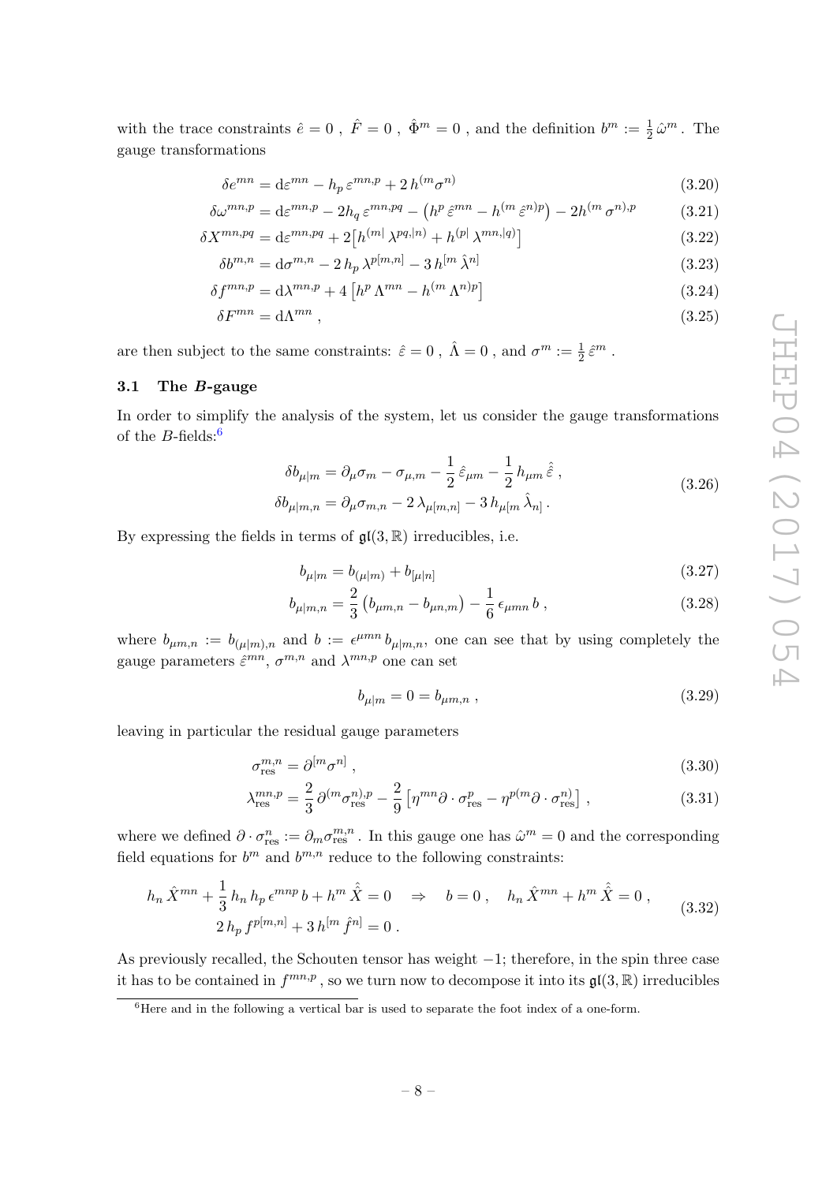with the trace constraints $\hat{e} = 0$ , $\hat{F} = 0$ , $\hat{\Phi}^m = 0$ , and the definition $b^m := \frac{1}{2}\hat{\omega}^m$ . The gauge transformations

$$\delta e^{mn} = \mathrm{d}\varepsilon^{mn} - h_p\,\varepsilon^{mn,p} + 2\,h^{(m}\sigma^{n)} \tag{3.20}$$

$$\delta\omega^{mn,p} = \mathrm{d}\varepsilon^{mn,p} - 2h_q\,\varepsilon^{mn,pq} - \left(h^p\,\hat{\varepsilon}^{mn} - h^{(m}\,\hat{\varepsilon}^{n)p}\right) - 2h^{(m}\,\sigma^{n),p} \tag{3.21}$$

$$\delta X^{mn,pq} = \mathrm{d}\varepsilon^{mn,pq} + 2\left[h^{(m|}\,\lambda^{pq,|n)} + h^{(p|}\,\lambda^{mn,|q)}\right] \tag{3.22}$$

$$\delta b^{m,n} = \mathrm{d}\sigma^{m,n} - 2\,h_p\,\lambda^{p[m,n]} - 3\,h^{[m}\,\hat{\lambda}^{n]} \tag{3.23}$$

$$\delta f^{mn,p} = \mathrm{d}\lambda^{mn,p} + 4\left[h^p\,\Lambda^{mn} - h^{(m}\,\Lambda^{n)p}\right] \tag{3.24}$$

$$\delta F^{mn} = \mathrm{d}\Lambda^{mn}\,, \tag{3.25}$$

are then subject to the same constraints: $\hat{\varepsilon} = 0$ , $\hat{\Lambda} = 0$ , and $\sigma^m := \frac{1}{2}\hat{\varepsilon}^m$ .

### 3.1 The *B*-gauge

In order to simplify the analysis of the system, let us consider the gauge transformations of the $B$-fields:[6]

$$\begin{aligned}
\delta b_{\mu|m} &= \partial_\mu\sigma_m - \sigma_{\mu,m} - \frac{1}{2}\,\hat{\varepsilon}_{\mu m} - \frac{1}{2}\,h_{\mu m}\,\hat{\hat{\varepsilon}}\,,\\
\delta b_{\mu|m,n} &= \partial_\mu\sigma_{m,n} - 2\,\lambda_{\mu[m,n]} - 3\,h_{\mu[m}\,\hat{\lambda}_{n]}\,.
\end{aligned} \tag{3.26}$$

By expressing the fields in terms of $\mathfrak{gl}(3,\mathbb{R})$ irreducibles, i.e.

$$b_{\mu|m} = b_{(\mu|m)} + b_{[\mu|n]} \tag{3.27}$$

$$b_{\mu|m,n} = \frac{2}{3}\left(b_{\mu m,n} - b_{\mu n,m}\right) - \frac{1}{6}\,\epsilon_{\mu mn}\,b\,, \tag{3.28}$$

where $b_{\mu m,n} := b_{(\mu|m),n}$ and $b := \epsilon^{\mu mn}\,b_{\mu|m,n}$, one can see that by using completely the gauge parameters $\hat{\varepsilon}^{mn}$, $\sigma^{m,n}$ and $\lambda^{mn,p}$ one can set

$$b_{\mu|m} = 0 = b_{\mu m,n}\,, \tag{3.29}$$

leaving in particular the residual gauge parameters

$$\sigma^{m,n}_{\mathrm{res}} = \partial^{[m}\sigma^{n]}\,, \tag{3.30}$$

$$\lambda^{mn,p}_{\mathrm{res}} = \frac{2}{3}\,\partial^{(m}\sigma^{n),p}_{\mathrm{res}} - \frac{2}{9}\left[\eta^{mn}\partial\cdot\sigma^p_{\mathrm{res}} - \eta^{p(m}\partial\cdot\sigma^{n)}_{\mathrm{res}}\right], \tag{3.31}$$

where we defined $\partial\cdot\sigma^n_{\mathrm{res}} := \partial_m\sigma^{m,n}_{\mathrm{res}}$ . In this gauge one has $\hat{\omega}^m = 0$ and the corresponding field equations for $b^m$ and $b^{m,n}$ reduce to the following constraints:

$$\begin{aligned}
&h_n\,\hat{X}^{mn} + \frac{1}{3}\,h_n\,h_p\,\epsilon^{mnp}\,b + h^m\,\hat{\hat{X}} = 0 \quad\Rightarrow\quad b = 0\,,\quad h_n\,\hat{X}^{mn} + h^m\,\hat{\hat{X}} = 0\,,\\
&2\,h_p\,f^{p[m,n]} + 3\,h^{[m}\,\hat{f}^{n]} = 0\,.
\end{aligned} \tag{3.32}$$

As previously recalled, the Schouten tensor has weight $-1$; therefore, in the spin three case it has to be contained in $f^{mn,p}$ , so we turn now to decompose it into its $\mathfrak{gl}(3,\mathbb{R})$ irreducibles

[6] Here and in the following a vertical bar is used to separate the foot index of a one-form.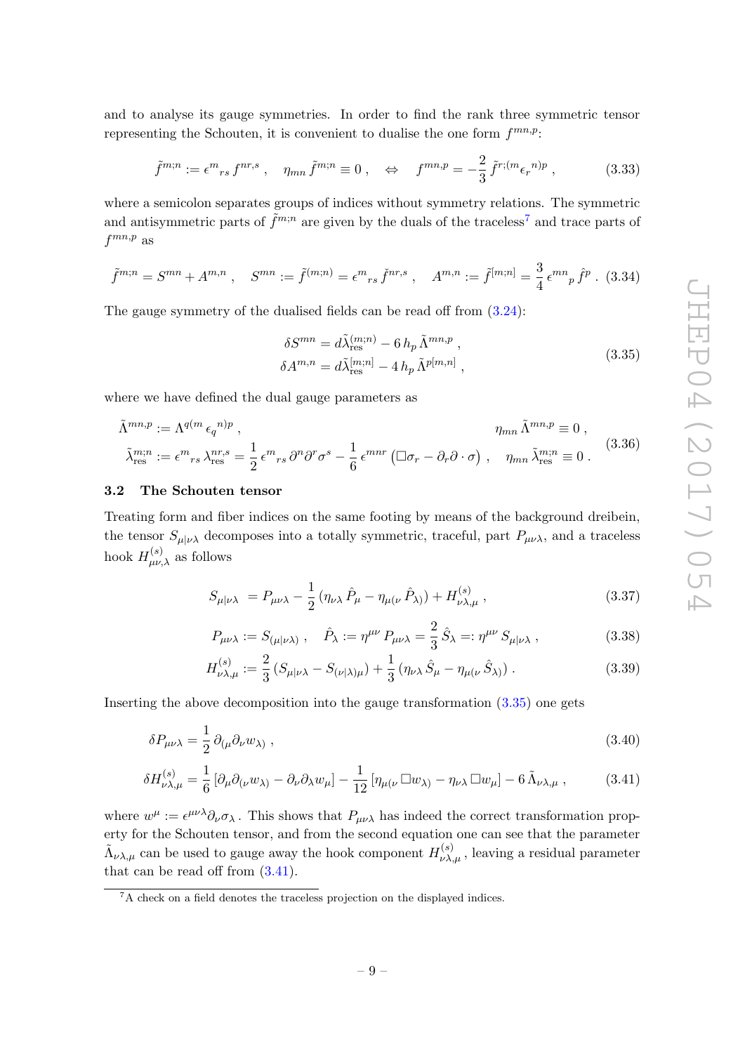and to analyse its gauge symmetries. In order to find the rank three symmetric tensor representing the Schouten, it is convenient to dualise the one form $f^{mn,p}$:

$$\tilde{f}^{m;n} := \epsilon^{m}{}_{rs}\, f^{nr,s}\,, \quad \eta_{mn}\, \tilde{f}^{m;n} \equiv 0\,, \quad \Leftrightarrow \quad f^{mn,p} = -\frac{2}{3}\, \tilde{f}^{r;(m}\epsilon_{r}{}^{n)p}\,, \tag{3.33}$$

where a semicolon separates groups of indices without symmetry relations. The symmetric and antisymmetric parts of $\tilde{f}^{m;n}$ are given by the duals of the traceless[7] and trace parts of $f^{mn,p}$ as

$$\tilde{f}^{m;n} = S^{mn} + A^{m,n}\,, \quad S^{mn} := \tilde{f}^{(m;n)} = \epsilon^{m}{}_{rs}\, \check{f}^{nr,s}\,, \quad A^{m,n} := \tilde{f}^{[m;n]} = \frac{3}{4}\, \epsilon^{mn}{}_{p}\, \hat{f}^{p}\,. \tag{3.34}$$

The gauge symmetry of the dualised fields can be read off from (3.24):

$$\begin{aligned}
\delta S^{mn} &= d\tilde{\lambda}^{(m;n)}_{\rm res} - 6\, h_p\, \tilde{\Lambda}^{mn,p}\,,\\
\delta A^{m,n} &= d\tilde{\lambda}^{[m;n]}_{\rm res} - 4\, h_p\, \tilde{\Lambda}^{p[m,n]}\,,
\end{aligned} \tag{3.35}$$

where we have defined the dual gauge parameters as

$$\begin{aligned}
&\tilde{\Lambda}^{mn,p} := \Lambda^{q(m}\,\epsilon_{q}{}^{n)p}\,, && \eta_{mn}\, \tilde{\Lambda}^{mn,p} \equiv 0\,,\\
&\tilde{\lambda}^{m;n}_{\rm res} := \epsilon^{m}{}_{rs}\, \lambda^{nr,s}_{\rm res} = \frac{1}{2}\, \epsilon^{m}{}_{rs}\, \partial^{n}\partial^{r}\sigma^{s} - \frac{1}{6}\, \epsilon^{mnr}\left(\Box\sigma_{r} - \partial_{r}\partial\cdot\sigma\right)\,, && \eta_{mn}\, \tilde{\lambda}^{m;n}_{\rm res} \equiv 0\,.
\end{aligned} \tag{3.36}$$

## 3.2 The Schouten tensor

Treating form and fiber indices on the same footing by means of the background dreibein, the tensor $S_{\mu|\nu\lambda}$ decomposes into a totally symmetric, traceful, part $P_{\mu\nu\lambda}$, and a traceless hook $H^{(s)}_{\mu\nu,\lambda}$ as follows

$$S_{\mu|\nu\lambda} = P_{\mu\nu\lambda} - \frac{1}{2}\left(\eta_{\nu\lambda}\, \hat{P}_{\mu} - \eta_{\mu(\nu}\, \hat{P}_{\lambda)}\right) + H^{(s)}_{\nu\lambda,\mu}\,, \tag{3.37}$$

$$P_{\mu\nu\lambda} := S_{(\mu|\nu\lambda)}\,, \quad \hat{P}_{\lambda} := \eta^{\mu\nu}\, P_{\mu\nu\lambda} = \frac{2}{3}\, \hat{S}_{\lambda} =: \eta^{\mu\nu}\, S_{\mu|\nu\lambda}\,, \tag{3.38}$$

$$H^{(s)}_{\nu\lambda,\mu} := \frac{2}{3}\left(S_{\mu|\nu\lambda} - S_{(\nu|\lambda)\mu}\right) + \frac{1}{3}\left(\eta_{\nu\lambda}\, \hat{S}_{\mu} - \eta_{\mu(\nu}\, \hat{S}_{\lambda)}\right)\,. \tag{3.39}$$

Inserting the above decomposition into the gauge transformation (3.35) one gets

$$\delta P_{\mu\nu\lambda} = \frac{1}{2}\, \partial_{(\mu}\partial_{\nu}w_{\lambda)}\,, \tag{3.40}$$

$$\delta H^{(s)}_{\nu\lambda,\mu} = \frac{1}{6}\left[\partial_{\mu}\partial_{(\nu}w_{\lambda)} - \partial_{\nu}\partial_{\lambda}w_{\mu}\right] - \frac{1}{12}\left[\eta_{\mu(\nu}\, \Box w_{\lambda)} - \eta_{\nu\lambda}\, \Box w_{\mu}\right] - 6\, \tilde{\Lambda}_{\nu\lambda,\mu}\,, \tag{3.41}$$

where $w^{\mu} := \epsilon^{\mu\nu\lambda}\partial_{\nu}\sigma_{\lambda}$. This shows that $P_{\mu\nu\lambda}$ has indeed the correct transformation property for the Schouten tensor, and from the second equation one can see that the parameter $\tilde{\Lambda}_{\nu\lambda,\mu}$ can be used to gauge away the hook component $H^{(s)}_{\nu\lambda,\mu}$, leaving a residual parameter that can be read off from (3.41).

[7] A check on a field denotes the traceless projection on the displayed indices.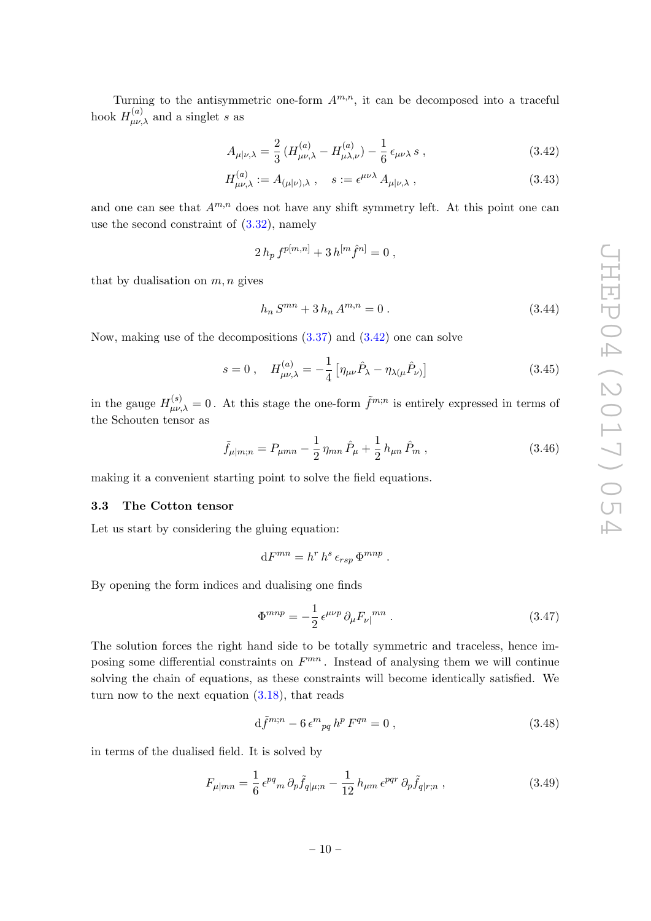Turning to the antisymmetric one-form $A^{m,n}$, it can be decomposed into a traceful hook $H^{(a)}_{\mu\nu,\lambda}$ and a singlet $s$ as

$$A_{\mu|\nu,\lambda} = \frac{2}{3}\,(H^{(a)}_{\mu\nu,\lambda} - H^{(a)}_{\mu\lambda,\nu}) - \frac{1}{6}\,\epsilon_{\mu\nu\lambda}\,s\;, \tag{3.42}$$

$$H^{(a)}_{\mu\nu,\lambda} := A_{(\mu|\nu),\lambda}\;, \quad s := \epsilon^{\mu\nu\lambda}\,A_{\mu|\nu,\lambda}\;, \tag{3.43}$$

and one can see that $A^{m,n}$ does not have any shift symmetry left. At this point one can use the second constraint of (3.32), namely

$$2\,h_p\,f^{p[m,n]} + 3\,h^{[m}\hat{f}^{n]} = 0\;,$$

that by dualisation on $m, n$ gives

$$h_n\,S^{mn} + 3\,h_n\,A^{m,n} = 0\;. \tag{3.44}$$

Now, making use of the decompositions (3.37) and (3.42) one can solve

$$s = 0\;, \quad H^{(a)}_{\mu\nu,\lambda} = -\frac{1}{4}\left[\eta_{\mu\nu}\hat{P}_\lambda - \eta_{\lambda(\mu}\hat{P}_{\nu)}\right] \tag{3.45}$$

in the gauge $H^{(s)}_{\mu\nu,\lambda} = 0$. At this stage the one-form $\tilde{f}^{m;n}$ is entirely expressed in terms of the Schouten tensor as

$$\tilde{f}_{\mu|m;n} = P_{\mu mn} - \frac{1}{2}\,\eta_{mn}\,\hat{P}_\mu + \frac{1}{2}\,h_{\mu n}\,\hat{P}_m\;, \tag{3.46}$$

making it a convenient starting point to solve the field equations.

### 3.3 The Cotton tensor

Let us start by considering the gluing equation:

$$\mathrm{d}F^{mn} = h^r\,h^s\,\epsilon_{rsp}\,\Phi^{mnp}\;.$$

By opening the form indices and dualising one finds

$$\Phi^{mnp} = -\frac{1}{2}\,\epsilon^{\mu\nu p}\,\partial_\mu F_{\nu|}{}^{mn}\;. \tag{3.47}$$

The solution forces the right hand side to be totally symmetric and traceless, hence imposing some differential constraints on $F^{mn}$. Instead of analysing them we will continue solving the chain of equations, as these constraints will become identically satisfied. We turn now to the next equation (3.18), that reads

$$\mathrm{d}\tilde{f}^{m;n} - 6\,\epsilon^m{}_{pq}\,h^p\,F^{qn} = 0\;, \tag{3.48}$$

in terms of the dualised field. It is solved by

$$F_{\mu|mn} = \frac{1}{6}\,\epsilon^{pq}{}_m\,\partial_p\tilde{f}_{q|\mu;n} - \frac{1}{12}\,h_{\mu m}\,\epsilon^{pqr}\,\partial_p\tilde{f}_{q|r;n}\;, \tag{3.49}$$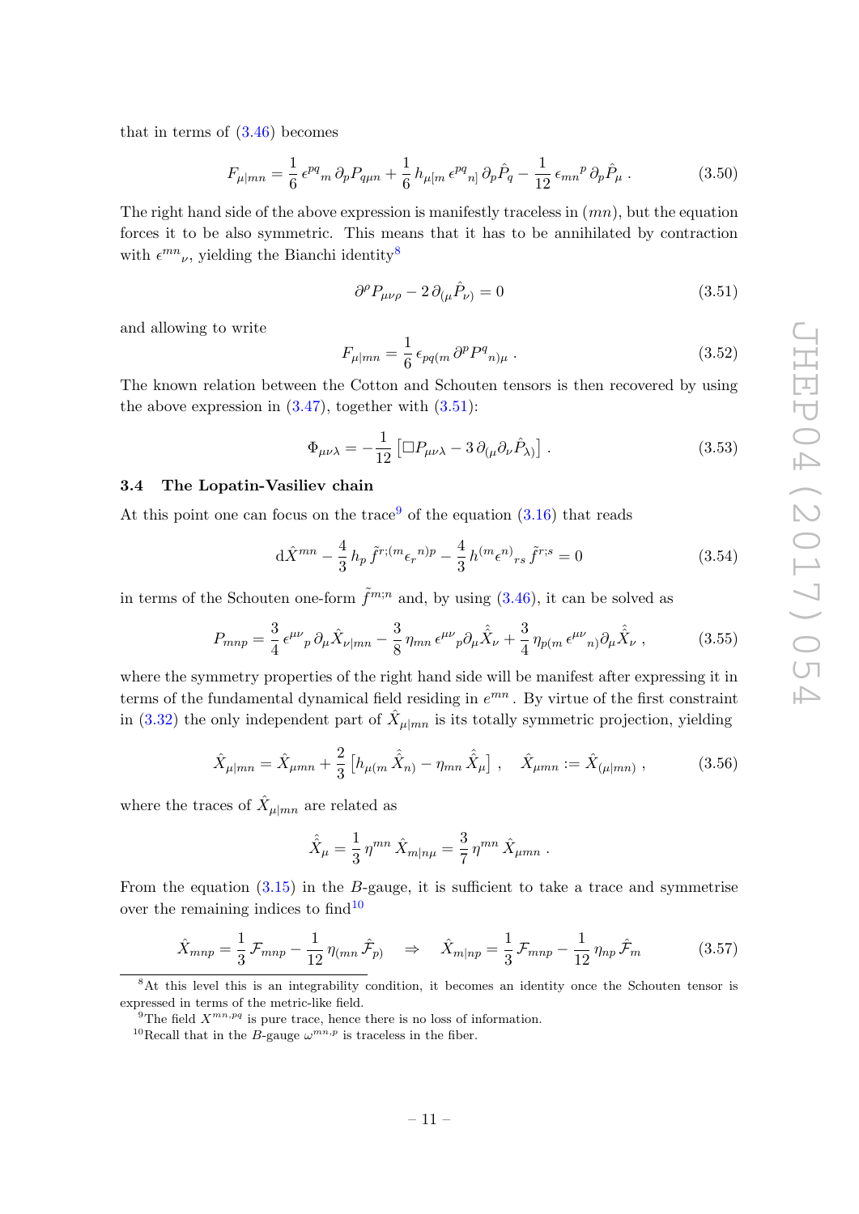that in terms of (3.46) becomes

$$F_{\mu|mn} = \frac{1}{6}\,\epsilon^{pq}{}_{m}\,\partial_p P_{q\mu n} + \frac{1}{6}\,h_{\mu[m}\,\epsilon^{pq}{}_{n]}\,\partial_p \hat{P}_q - \frac{1}{12}\,\epsilon_{mn}{}^{p}\,\partial_p \hat{P}_\mu \,. \tag{3.50}$$

The right hand side of the above expression is manifestly traceless in $(mn)$, but the equation forces it to be also symmetric. This means that it has to be annihilated by contraction with $\epsilon^{mn}{}_{\nu}$, yielding the Bianchi identity[8]

$$\partial^\rho P_{\mu\nu\rho} - 2\,\partial_{(\mu}\hat{P}_{\nu)} = 0 \tag{3.51}$$

and allowing to write

$$F_{\mu|mn} = \frac{1}{6}\,\epsilon_{pq(m}\,\partial^p P^q{}_{n)\mu} \,. \tag{3.52}$$

The known relation between the Cotton and Schouten tensors is then recovered by using the above expression in (3.47), together with (3.51):

$$\Phi_{\mu\nu\lambda} = -\frac{1}{12}\left[\Box P_{\mu\nu\lambda} - 3\,\partial_{(\mu}\partial_\nu \hat{P}_{\lambda)}\right] . \tag{3.53}$$

### 3.4 The Lopatin-Vasiliev chain

At this point one can focus on the trace[9] of the equation (3.16) that reads

$$\mathrm{d}\hat{X}^{mn} - \frac{4}{3}\,h_p\,\tilde{f}^{r;(m}\epsilon_r{}^{n)p} - \frac{4}{3}\,h^{(m}\epsilon^{n)}{}_{rs}\,\tilde{f}^{r;s} = 0 \tag{3.54}$$

in terms of the Schouten one-form $\tilde{f}^{m;n}$ and, by using (3.46), it can be solved as

$$P_{mnp} = \frac{3}{4}\,\epsilon^{\mu\nu}{}_{p}\,\partial_\mu \hat{X}_{\nu|mn} - \frac{3}{8}\,\eta_{mn}\,\epsilon^{\mu\nu}{}_{p}\partial_\mu \hat{\hat{X}}_\nu + \frac{3}{4}\,\eta_{p(m}\,\epsilon^{\mu\nu}{}_{n)}\partial_\mu \hat{\hat{X}}_\nu \,, \tag{3.55}$$

where the symmetry properties of the right hand side will be manifest after expressing it in terms of the fundamental dynamical field residing in $e^{mn}$. By virtue of the first constraint in (3.32) the only independent part of $\hat{X}_{\mu|mn}$ is its totally symmetric projection, yielding

$$\hat{X}_{\mu|mn} = \hat{X}_{\mu mn} + \frac{2}{3}\left[h_{\mu(m}\,\hat{\hat{X}}_{n)} - \eta_{mn}\,\hat{\hat{X}}_\mu\right] , \quad \hat{X}_{\mu mn} := \hat{X}_{(\mu|mn)} \,, \tag{3.56}$$

where the traces of $\hat{X}_{\mu|mn}$ are related as

$$\hat{\hat{X}}_\mu = \frac{1}{3}\,\eta^{mn}\,\hat{X}_{m|n\mu} = \frac{3}{7}\,\eta^{mn}\,\hat{X}_{\mu mn} \,.$$

From the equation (3.15) in the $B$-gauge, it is sufficient to take a trace and symmetrise over the remaining indices to find[10]

$$\hat{X}_{mnp} = \frac{1}{3}\,\mathcal{F}_{mnp} - \frac{1}{12}\,\eta_{(mn}\,\hat{\mathcal{F}}_{p)} \quad \Rightarrow \quad \hat{X}_{m|np} = \frac{1}{3}\,\mathcal{F}_{mnp} - \frac{1}{12}\,\eta_{np}\,\hat{\mathcal{F}}_m \tag{3.57}$$

[8] At this level this is an integrability condition, it becomes an identity once the Schouten tensor is expressed in terms of the metric-like field.

[9] The field $X^{mn,pq}$ is pure trace, hence there is no loss of information.

[10] Recall that in the $B$-gauge $\omega^{mn,p}$ is traceless in the fiber.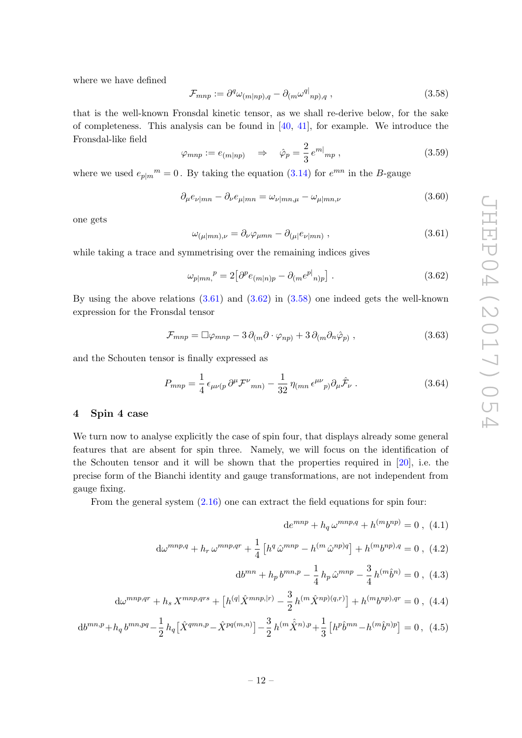where we have defined

$$\mathcal{F}_{mnp} := \partial^q \omega_{(m|np),q} - \partial_{(m}\omega^{q|}{}_{np),q} \,, \tag{3.58}$$

that is the well-known Fronsdal kinetic tensor, as we shall re-derive below, for the sake of completeness. This analysis can be found in [40, 41], for example. We introduce the Fronsdal-like field

$$\varphi_{mnp} := e_{(m|np)} \quad \Rightarrow \quad \hat{\varphi}_p = \frac{2}{3}\, e^{m|}{}_{mp} \,, \tag{3.59}$$

where we used $e_{p|m}{}^m = 0$. By taking the equation (3.14) for $e^{mn}$ in the $B$-gauge

$$\partial_\mu e_{\nu|mn} - \partial_\nu e_{\mu|mn} = \omega_{\nu|mn,\mu} - \omega_{\mu|mn,\nu} \tag{3.60}$$

one gets

$$\omega_{(\mu|mn),\nu} = \partial_\nu \varphi_{\mu mn} - \partial_{(\mu|}e_{\nu|mn)} \,, \tag{3.61}$$

while taking a trace and symmetrising over the remaining indices gives

$$\omega_{p|mn,}{}^p = 2\big[\partial^p e_{(m|n)p} - \partial_{(m}e^{p|}{}_{n)p}\big] \,. \tag{3.62}$$

By using the above relations (3.61) and (3.62) in (3.58) one indeed gets the well-known expression for the Fronsdal tensor

$$\mathcal{F}_{mnp} = \Box\varphi_{mnp} - 3\,\partial_{(m}\partial\cdot\varphi_{np)} + 3\,\partial_{(m}\partial_n\hat{\varphi}_{p)} \,, \tag{3.63}$$

and the Schouten tensor is finally expressed as

$$P_{mnp} = \frac{1}{4}\,\epsilon_{\mu\nu(p}\,\partial^\mu \mathcal{F}^\nu{}_{mn)} - \frac{1}{32}\,\eta_{(mn}\,\epsilon^{\mu\nu}{}_{p)}\partial_\mu\hat{\mathcal{F}}_\nu \,. \tag{3.64}$$

## 4 Spin 4 case

We turn now to analyse explicitly the case of spin four, that displays already some general features that are absent for spin three. Namely, we will focus on the identification of the Schouten tensor and it will be shown that the properties required in [20], i.e. the precise form of the Bianchi identity and gauge transformations, are not independent from gauge fixing.

From the general system (2.16) one can extract the field equations for spin four:

$$\mathrm{d}e^{mnp} + h_q\,\omega^{mnp,q} + h^{(m}b^{np)} = 0 \,, \tag{4.1}$$

$$\mathrm{d}\omega^{mnp,q} + h_r\,\omega^{mnp,qr} + \frac{1}{4}\big[h^q\,\hat{\omega}^{mnp} - h^{(m}\,\hat{\omega}^{np)q}\big] + h^{(m}b^{np),q} = 0 \,, \tag{4.2}$$

$$\mathrm{d}b^{mn} + h_p\,b^{mn,p} - \frac{1}{4}\,h_p\,\hat{\omega}^{mnp} - \frac{3}{4}\,h^{(m}\hat{b}^{n)} = 0 \,, \tag{4.3}$$

$$\mathrm{d}\omega^{mnp,qr} + h_s\,X^{mnp,qrs} + \big[h^{(q|}\hat{X}^{mnp,|r)} - \frac{3}{2}\,h^{(m}\hat{X}^{np)(q,r)}\big] + h^{(m}b^{np),qr} = 0 \,, \tag{4.4}$$

$$\mathrm{d}b^{mn,p} + h_q\,b^{mn,pq} - \frac{1}{2}\,h_q\big[\hat{X}^{qmn,p} - \hat{X}^{pq(m,n)}\big] - \frac{3}{2}\,h^{(m}\hat{\hat{X}}{}^{n),p} + \frac{1}{3}\big[h^p\hat{b}^{mn} - h^{(m}\hat{b}^{n)p}\big] = 0 \,, \tag{4.5}$$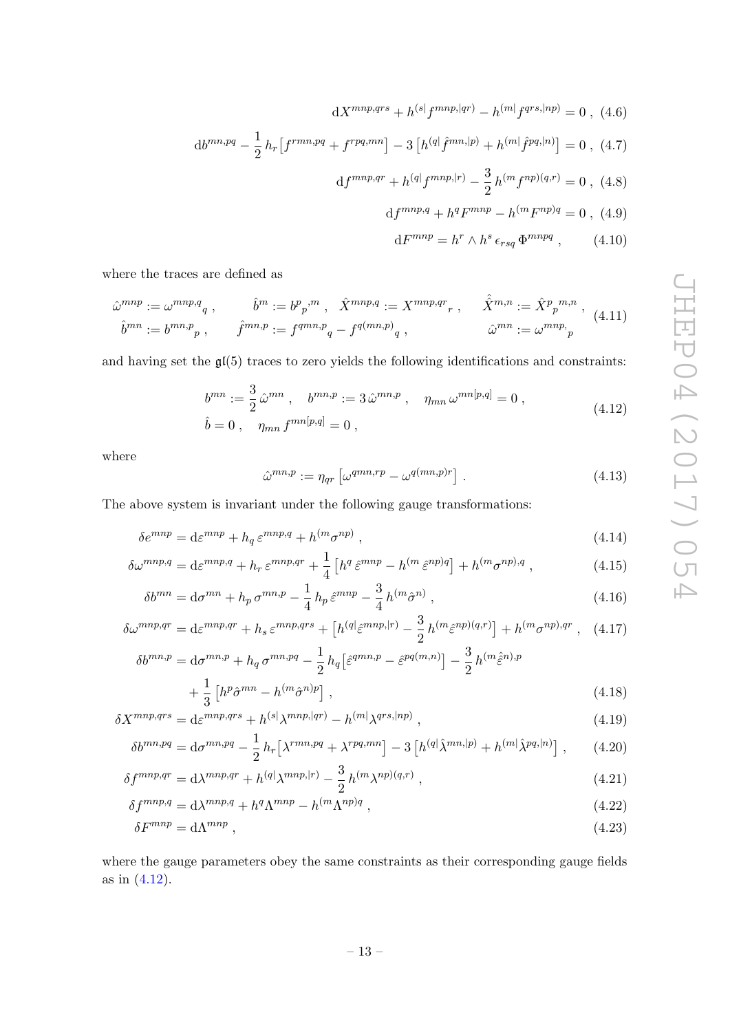$$\mathrm{d}X^{mnp,qrs} + h^{(s|} f^{mnp,|qr)} - h^{(m|} f^{qrs,|np)} = 0 \,, \tag{4.6}$$

$$\mathrm{d}b^{mn,pq} - \frac{1}{2}\, h_r \big[ f^{rmn,pq} + f^{rpq,mn} \big] - 3 \left[ h^{(q|} \hat{f}^{mn,|p)} + h^{(m|} \hat{f}^{pq,|n)} \right] = 0 \,, \tag{4.7}$$

$$\mathrm{d}f^{mnp,qr} + h^{(q|} f^{mnp,|r)} - \frac{3}{2}\, h^{(m} f^{np)(q,r)} = 0 \,, \tag{4.8}$$

$$\mathrm{d}f^{mnp,q} + h^q F^{mnp} - h^{(m} F^{np)q} = 0 \,, \tag{4.9}$$

$$\mathrm{d}F^{mnp} = h^r \wedge h^s \, \epsilon_{rsq} \, \Phi^{mnpq} \,, \tag{4.10}$$

where the traces are defined as

$$\begin{aligned} &\hat{\omega}^{mnp} := \omega^{mnp,q}{}_{q} \,, \qquad \hat{b}^{m} := b^{p}{}_{p}{}^{,m} \,, \quad \hat{X}^{mnp,q} := X^{mnp,qr}{}_{r} \,, \qquad \hat{\hat{X}}^{m,n} := \hat{X}^{p}{}_{p}{}^{m,n} \,, \\ &\hat{b}^{mn} := b^{mn,p}{}_{p} \,, \qquad \hat{f}^{mn,p} := f^{qmn,p}{}_{q} - f^{q(mn,p)}{}_{q} \,, \qquad\qquad \hat{\omega}^{mn} := \omega^{mnp,}{}_{p} \end{aligned} \tag{4.11}$$

and having set the $\mathfrak{gl}(5)$ traces to zero yields the following identifications and constraints:

$$\begin{aligned} &b^{mn} := \frac{3}{2}\,\hat{\omega}^{mn} \,, \quad b^{mn,p} := 3\,\hat{\omega}^{mn,p} \,, \quad \eta_{mn}\,\omega^{mn[p,q]} = 0 \,, \\ &\hat{b} = 0 \,, \quad \eta_{mn}\, f^{mn[p,q]} = 0 \,, \end{aligned} \tag{4.12}$$

where

$$\hat{\omega}^{mn,p} := \eta_{qr} \left[ \omega^{qmn,rp} - \omega^{q(mn,p)r} \right] . \tag{4.13}$$

The above system is invariant under the following gauge transformations:

$$\delta e^{mnp} = \mathrm{d}\varepsilon^{mnp} + h_q\, \varepsilon^{mnp,q} + h^{(m} \sigma^{np)} \,, \tag{4.14}$$

$$\delta\omega^{mnp,q} = \mathrm{d}\varepsilon^{mnp,q} + h_r\, \varepsilon^{mnp,qr} + \frac{1}{4} \left[ h^q\, \hat{\varepsilon}^{mnp} - h^{(m}\, \hat{\varepsilon}^{np)q} \right] + h^{(m} \sigma^{np),q} \,, \tag{4.15}$$

$$\delta b^{mn} = \mathrm{d}\sigma^{mn} + h_p\, \sigma^{mn,p} - \frac{1}{4}\, h_p\, \hat{\varepsilon}^{mnp} - \frac{3}{4}\, h^{(m} \hat{\sigma}^{n)} \,, \tag{4.16}$$

$$\delta\omega^{mnp,qr} = \mathrm{d}\varepsilon^{mnp,qr} + h_s\, \varepsilon^{mnp,qrs} + \left[ h^{(q|} \hat{\varepsilon}^{mnp,|r)} - \frac{3}{2}\, h^{(m} \hat{\varepsilon}^{np)(q,r)} \right] + h^{(m} \sigma^{np),qr} \,, \tag{4.17}$$

$$\begin{aligned} \delta b^{mn,p} = {}& \mathrm{d}\sigma^{mn,p} + h_q\, \sigma^{mn,pq} - \frac{1}{2}\, h_q \big[ \hat{\varepsilon}^{qmn,p} - \hat{\varepsilon}^{pq(m,n)} \big] - \frac{3}{2}\, h^{(m} \hat{\hat{\varepsilon}}^{n),p} \\ & + \frac{1}{3} \left[ h^p \hat{\sigma}^{mn} - h^{(m} \hat{\sigma}^{n)p} \right] , \end{aligned} \tag{4.18}$$

$$\delta X^{mnp,qrs} = \mathrm{d}\varepsilon^{mnp,qrs} + h^{(s|} \lambda^{mnp,|qr)} - h^{(m|} \lambda^{qrs,|np)} \,, \tag{4.19}$$

$$\delta b^{mn,pq} = \mathrm{d}\sigma^{mn,pq} - \frac{1}{2}\, h_r \big[ \lambda^{rmn,pq} + \lambda^{rpq,mn} \big] - 3 \left[ h^{(q|} \hat{\lambda}^{mn,|p)} + h^{(m|} \hat{\lambda}^{pq,|n)} \right] , \tag{4.20}$$

$$\delta f^{mnp,qr} = \mathrm{d}\lambda^{mnp,qr} + h^{(q|} \lambda^{mnp,|r)} - \frac{3}{2}\, h^{(m} \lambda^{np)(q,r)} \,, \tag{4.21}$$

$$\delta f^{mnp,q} = \mathrm{d}\lambda^{mnp,q} + h^q \Lambda^{mnp} - h^{(m} \Lambda^{np)q} \,, \tag{4.22}$$

$$\delta F^{mnp} = \mathrm{d}\Lambda^{mnp} \,, \tag{4.23}$$

where the gauge parameters obey the same constraints as their corresponding gauge fields as in (4.12).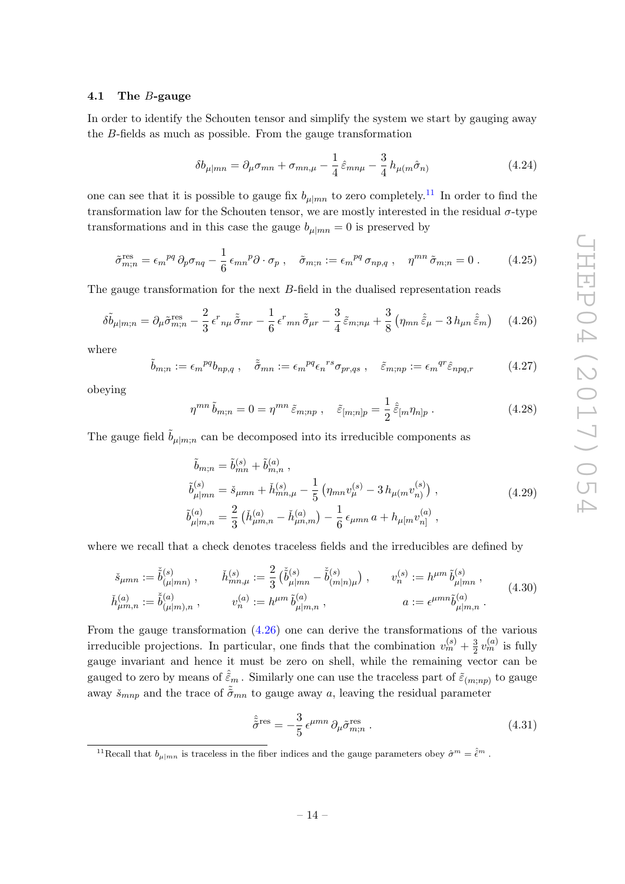### 4.1 The $B$-gauge

In order to identify the Schouten tensor and simplify the system we start by gauging away the $B$-fields as much as possible. From the gauge transformation

$$\delta b_{\mu|mn} = \partial_\mu \sigma_{mn} + \sigma_{mn,\mu} - \frac{1}{4}\,\hat{\varepsilon}_{mn\mu} - \frac{3}{4}\,h_{\mu(m}\hat{\sigma}_{n)} \tag{4.24}$$

one can see that it is possible to gauge fix $b_{\mu|mn}$ to zero completely.[11] In order to find the transformation law for the Schouten tensor, we are mostly interested in the residual $\sigma$-type transformations and in this case the gauge $b_{\mu|mn} = 0$ is preserved by

$$\tilde{\sigma}^{\rm res}_{m;n} = \epsilon_m{}^{pq}\,\partial_p\sigma_{nq} - \frac{1}{6}\,\epsilon_{mn}{}^p\partial\cdot\sigma_p\ , \quad \tilde{\sigma}_{m;n} := \epsilon_m{}^{pq}\,\sigma_{np,q}\ , \quad \eta^{mn}\,\tilde{\sigma}_{m;n} = 0\ . \tag{4.25}$$

The gauge transformation for the next $B$-field in the dualised representation reads

$$\delta\tilde{b}_{\mu|m;n} = \partial_\mu\tilde{\sigma}^{\rm res}_{m;n} - \frac{2}{3}\,\epsilon^r{}_{n\mu}\,\tilde{\tilde{\sigma}}_{mr} - \frac{1}{6}\,\epsilon^r{}_{mn}\,\tilde{\tilde{\sigma}}_{\mu r} - \frac{3}{4}\,\tilde{\varepsilon}_{m;n\mu} + \frac{3}{8}\left(\eta_{mn}\,\hat{\tilde{\varepsilon}}_\mu - 3\,h_{\mu n}\,\hat{\tilde{\varepsilon}}_m\right) \tag{4.26}$$

where

$$\tilde{b}_{m;n} := \epsilon_m{}^{pq}b_{np,q}\ , \quad \tilde{\tilde{\sigma}}_{mn} := \epsilon_m{}^{pq}\epsilon_n{}^{rs}\sigma_{pr,qs}\ , \quad \tilde{\varepsilon}_{m;np} := \epsilon_m{}^{qr}\hat{\varepsilon}_{npq,r} \tag{4.27}$$

obeying

$$\eta^{mn}\,\tilde{b}_{m;n} = 0 = \eta^{mn}\,\tilde{\varepsilon}_{m;np}\ , \quad \tilde{\varepsilon}_{[m;n]p} = \frac{1}{2}\,\hat{\tilde{\varepsilon}}_{[m}\eta_{n]p}\ . \tag{4.28}$$

The gauge field $\tilde{b}_{\mu|m;n}$ can be decomposed into its irreducible components as

$$\begin{aligned}
\tilde{b}_{m;n} &= \tilde{b}^{(s)}_{mn} + \tilde{b}^{(a)}_{m,n}\ ,\\
\tilde{b}^{(s)}_{\mu|mn} &= \check{s}_{\mu mn} + \check{h}^{(s)}_{mn,\mu} - \frac{1}{5}\left(\eta_{mn}v^{(s)}_\mu - 3\,h_{\mu(m}v^{(s)}_{n)}\right)\ ,\\
\tilde{b}^{(a)}_{\mu|m,n} &= \frac{2}{3}\left(\check{h}^{(a)}_{\mu m,n} - \check{h}^{(a)}_{\mu n,m}\right) - \frac{1}{6}\,\epsilon_{\mu mn}\,a + h_{\mu[m}v^{(a)}_{n]}\ ,
\end{aligned} \tag{4.29}$$

where we recall that a check denotes traceless fields and the irreducibles are defined by

$$\begin{aligned}
&\check{s}_{\mu mn} := \check{\tilde{b}}^{(s)}_{(\mu|mn)}\ , \qquad \check{h}^{(s)}_{mn,\mu} := \frac{2}{3}\left(\check{\tilde{b}}^{(s)}_{\mu|mn} - \check{\tilde{b}}^{(s)}_{(m|n)\mu}\right)\ , \qquad v^{(s)}_n := h^{\mu m}\,\tilde{b}^{(s)}_{\mu|mn}\ ,\\
&\check{h}^{(a)}_{\mu m,n} := \check{\tilde{b}}^{(a)}_{(\mu|m),n}\ , \qquad v^{(a)}_n := h^{\mu m}\,\tilde{b}^{(a)}_{\mu|m,n}\ , \qquad a := \epsilon^{\mu mn}\tilde{b}^{(a)}_{\mu|m,n}\ .
\end{aligned} \tag{4.30}$$

From the gauge transformation (4.26) one can derive the transformations of the various irreducible projections. In particular, one finds that the combination $v^{(s)}_m + \frac{3}{2}\,v^{(a)}_m$ is fully gauge invariant and hence it must be zero on shell, while the remaining vector can be gauged to zero by means of $\hat{\tilde{\varepsilon}}_m$. Similarly one can use the traceless part of $\tilde{\varepsilon}_{(m;np)}$ to gauge away $\check{s}_{mnp}$ and the trace of $\tilde{\tilde{\sigma}}_{mn}$ to gauge away $a$, leaving the residual parameter

$$\hat{\tilde{\sigma}}^{\rm res} = -\frac{3}{5}\,\epsilon^{\mu mn}\,\partial_\mu\tilde{\sigma}^{\rm res}_{m;n}\ . \tag{4.31}$$

[11] Recall that $b_{\mu|mn}$ is traceless in the fiber indices and the gauge parameters obey $\hat{\sigma}^m = \hat{\epsilon}^m$ .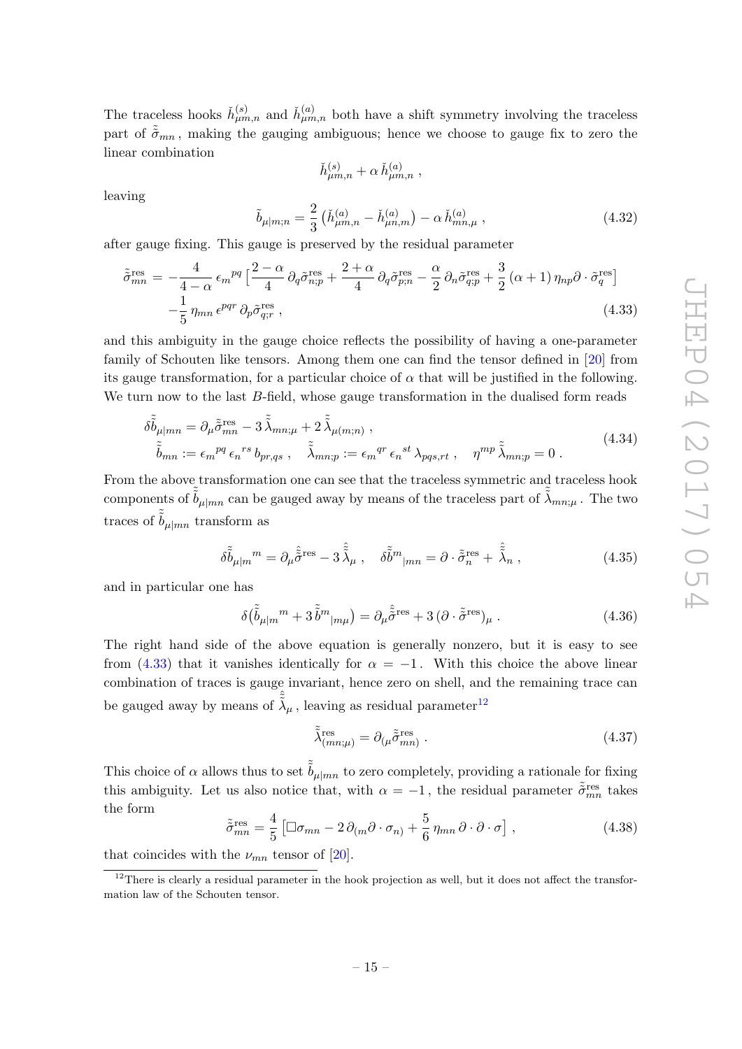The traceless hooks $\check{h}^{(s)}_{\mu m,n}$ and $\check{h}^{(a)}_{\mu m,n}$ both have a shift symmetry involving the traceless part of $\tilde{\sigma}_{mn}$, making the gauging ambiguous; hence we choose to gauge fix to zero the linear combination

$$\check{h}^{(s)}_{\mu m,n} + \alpha\, \check{h}^{(a)}_{\mu m,n}\,,$$

leaving

$$\tilde{b}_{\mu|m;n} = \frac{2}{3}\left(\check{h}^{(a)}_{\mu m,n} - \check{h}^{(a)}_{\mu n,m}\right) - \alpha\, \check{h}^{(a)}_{mn,\mu}\,, \tag{4.32}$$

after gauge fixing. This gauge is preserved by the residual parameter

$$\begin{aligned}\tilde{\sigma}^{\rm res}_{mn} = &-\frac{4}{4-\alpha}\,\epsilon_m{}^{pq}\left[\frac{2-\alpha}{4}\,\partial_q\tilde{\sigma}^{\rm res}_{n;p} + \frac{2+\alpha}{4}\,\partial_q\tilde{\sigma}^{\rm res}_{p;n} - \frac{\alpha}{2}\,\partial_n\tilde{\sigma}^{\rm res}_{q;p} + \frac{3}{2}\,(\alpha+1)\,\eta_{np}\partial\cdot\tilde{\sigma}^{\rm res}_q\right] \\ &-\frac{1}{5}\,\eta_{mn}\,\epsilon^{pqr}\,\partial_p\tilde{\sigma}^{\rm res}_{q;r}\,,\end{aligned} \tag{4.33}$$

and this ambiguity in the gauge choice reflects the possibility of having a one-parameter family of Schouten like tensors. Among them one can find the tensor defined in [20] from its gauge transformation, for a particular choice of $\alpha$ that will be justified in the following. We turn now to the last $B$-field, whose gauge transformation in the dualised form reads

$$\begin{aligned}&\delta\tilde{\tilde{b}}_{\mu|mn} = \partial_\mu\tilde{\tilde{\sigma}}^{\rm res}_{mn} - 3\,\tilde{\tilde{\lambda}}_{mn;\mu} + 2\,\tilde{\tilde{\lambda}}_{\mu(m;n)}\,,\\ &\tilde{\tilde{b}}_{mn} := \epsilon_m{}^{pq}\,\epsilon_n{}^{rs}\,b_{pr,qs}\,,\quad \tilde{\tilde{\lambda}}_{mn;p} := \epsilon_m{}^{qr}\,\epsilon_n{}^{st}\,\lambda_{pqs,rt}\,,\quad \eta^{mp}\,\tilde{\tilde{\lambda}}_{mn;p} = 0\,.\end{aligned} \tag{4.34}$$

From the above transformation one can see that the traceless symmetric and traceless hook components of $\tilde{\tilde{b}}_{\mu|mn}$ can be gauged away by means of the traceless part of $\tilde{\tilde{\lambda}}_{mn;\mu}$. The two traces of $\tilde{\tilde{b}}_{\mu|mn}$ transform as

$$\delta\tilde{\tilde{b}}_{\mu|m}{}^{m} = \partial_\mu\hat{\tilde{\tilde{\sigma}}}^{\rm res} - 3\,\hat{\tilde{\tilde{\lambda}}}_\mu\,,\quad \delta\tilde{\tilde{b}}^{m}{}_{|mn} = \partial\cdot\tilde{\tilde{\sigma}}^{\rm res}_n + \hat{\tilde{\tilde{\lambda}}}_n\,, \tag{4.35}$$

and in particular one has

$$\delta\big(\tilde{\tilde{b}}_{\mu|m}{}^{m} + 3\,\tilde{\tilde{b}}^{m}{}_{|m\mu}\big) = \partial_\mu\hat{\tilde{\tilde{\sigma}}}^{\rm res} + 3\,(\partial\cdot\tilde{\tilde{\sigma}}^{\rm res})_\mu\,. \tag{4.36}$$

The right hand side of the above equation is generally nonzero, but it is easy to see from (4.33) that it vanishes identically for $\alpha = -1$. With this choice the above linear combination of traces is gauge invariant, hence zero on shell, and the remaining trace can be gauged away by means of $\hat{\tilde{\tilde{\lambda}}}_\mu$, leaving as residual parameter[12]

$$\tilde{\tilde{\lambda}}^{\rm res}_{(mn;\mu)} = \partial_{(\mu}\tilde{\tilde{\sigma}}^{\rm res}_{mn)}\,. \tag{4.37}$$

This choice of $\alpha$ allows thus to set $\tilde{\tilde{b}}_{\mu|mn}$ to zero completely, providing a rationale for fixing this ambiguity. Let us also notice that, with $\alpha = -1$, the residual parameter $\tilde{\tilde{\sigma}}^{\rm res}_{mn}$ takes the form

$$\tilde{\tilde{\sigma}}^{\rm res}_{mn} = \frac{4}{5}\left[\Box\sigma_{mn} - 2\,\partial_{(m}\partial\cdot\sigma_{n)} + \frac{5}{6}\,\eta_{mn}\,\partial\cdot\partial\cdot\sigma\right], \tag{4.38}$$

that coincides with the $\nu_{mn}$ tensor of [20].

[12] There is clearly a residual parameter in the hook projection as well, but it does not affect the transformation law of the Schouten tensor.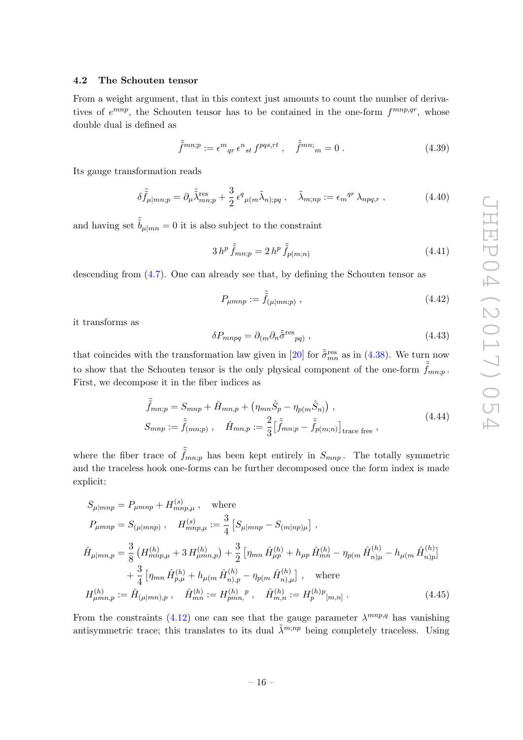### 4.2 The Schouten tensor

From a weight argument, that in this context just amounts to count the number of derivatives of $e^{mnp}$, the Schouten tensor has to be contained in the one-form $f^{mnp,qr}$, whose double dual is defined as

$$\tilde{\tilde{f}}^{mn;p} := \epsilon^{m}{}_{qr}\, \epsilon^{n}{}_{st}\, f^{pqs,rt}\ , \quad \tilde{\tilde{f}}^{mn;}{}_{m} = 0\ . \tag{4.39}$$

Its gauge transformation reads

$$\delta \tilde{\tilde{f}}_{\mu|mn;p} = \partial_\mu \tilde{\tilde{\lambda}}{}^{\rm res}_{mn;p} + \frac{3}{2}\, \epsilon^{q}{}_{\mu(m} \tilde{\lambda}_{n);pq}\ , \quad \tilde{\lambda}_{m;np} := \epsilon_{m}{}^{qr}\, \lambda_{npq,r}\ , \tag{4.40}$$

and having set $\tilde{\tilde{b}}_{\mu|mn} = 0$ it is also subject to the constraint

$$3\, h^{p}\, \tilde{\tilde{f}}_{mn;p} = 2\, h^{p}\, \tilde{\tilde{f}}_{p(m;n)} \tag{4.41}$$

descending from (4.7). One can already see that, by defining the Schouten tensor as

$$P_{\mu mnp} := \tilde{\tilde{f}}_{(\mu|mn;p)}\ , \tag{4.42}$$

it transforms as

$$\delta P_{mnpq} = \partial_{(m} \partial_{n} \tilde{\tilde{\sigma}}^{\rm res}{}_{pq)}\ , \tag{4.43}$$

that coincides with the transformation law given in [20] for $\tilde{\tilde{\sigma}}{}^{\rm res}_{mn}$ as in (4.38). We turn now to show that the Schouten tensor is the only physical component of the one-form $\tilde{\tilde{f}}_{mn;p}$. First, we decompose it in the fiber indices as

$$\begin{aligned} &\tilde{\tilde{f}}_{mn;p} = S_{mnp} + \check{H}_{mn,p} + \left(\eta_{mn} \hat{S}_{p} - \eta_{p(m} \hat{S}_{n)}\right)\ , \\ &S_{mnp} := \tilde{\tilde{f}}_{(mn;p)}\ , \quad \check{H}_{mn,p} := \frac{2}{3}\left[\tilde{\tilde{f}}_{mn;p} - \tilde{\tilde{f}}_{p(m;n)}\right]_{\text{trace free}}\ , \end{aligned} \tag{4.44}$$

where the fiber trace of $\tilde{\tilde{f}}_{mn;p}$ has been kept entirely in $S_{mnp}$. The totally symmetric and the traceless hook one-forms can be further decomposed once the form index is made explicit:

$$\begin{aligned} &S_{\mu|mnp} = P_{\mu mnp} + H^{(s)}_{mnp,\mu}\ , \quad \text{where} \\ &P_{\mu mnp} = S_{(\mu|mnp)}\ , \quad H^{(s)}_{mnp,\mu} := \frac{3}{4}\left[S_{\mu|mnp} - S_{(m|np)\mu}\right]\ , \\ &\check{H}_{\mu|mn,p} = \frac{3}{8}\left(H^{(h)}_{mnp,\mu} + 3\, H^{(h)}_{\mu mn,p}\right) + \frac{3}{2}\left[\eta_{mn}\, \hat{H}^{(h)}_{\mu p} + h_{\mu p}\, \hat{H}^{(h)}_{mn} - \eta_{p(m}\, \hat{H}^{(h)}_{n)\mu} - h_{\mu(m}\, \hat{H}^{(h)}_{n)p}\right] \\ &\qquad + \frac{3}{4}\left[\eta_{mn}\, \hat{H}^{(h)}_{p,\mu} + h_{\mu(m}\, \hat{H}^{(h)}_{n),p} - \eta_{p(m}\, \hat{H}^{(h)}_{n),\mu}\right]\ , \quad \text{where} \\ &H^{(h)}_{\mu mn,p} := \check{H}_{(\mu|mn),p}\ , \quad \hat{H}^{(h)}_{mn} := H^{(h)}_{pmn,}{}^{p}\ , \quad \hat{H}^{(h)}_{m,n} := H^{(h)p}_{p}{}_{[m,n]}\ . \end{aligned} \tag{4.45}$$

From the constraints (4.12) one can see that the gauge parameter $\lambda^{mnp,q}$ has vanishing antisymmetric trace; this translates to its dual $\tilde{\lambda}^{m;np}$ being completely traceless. Using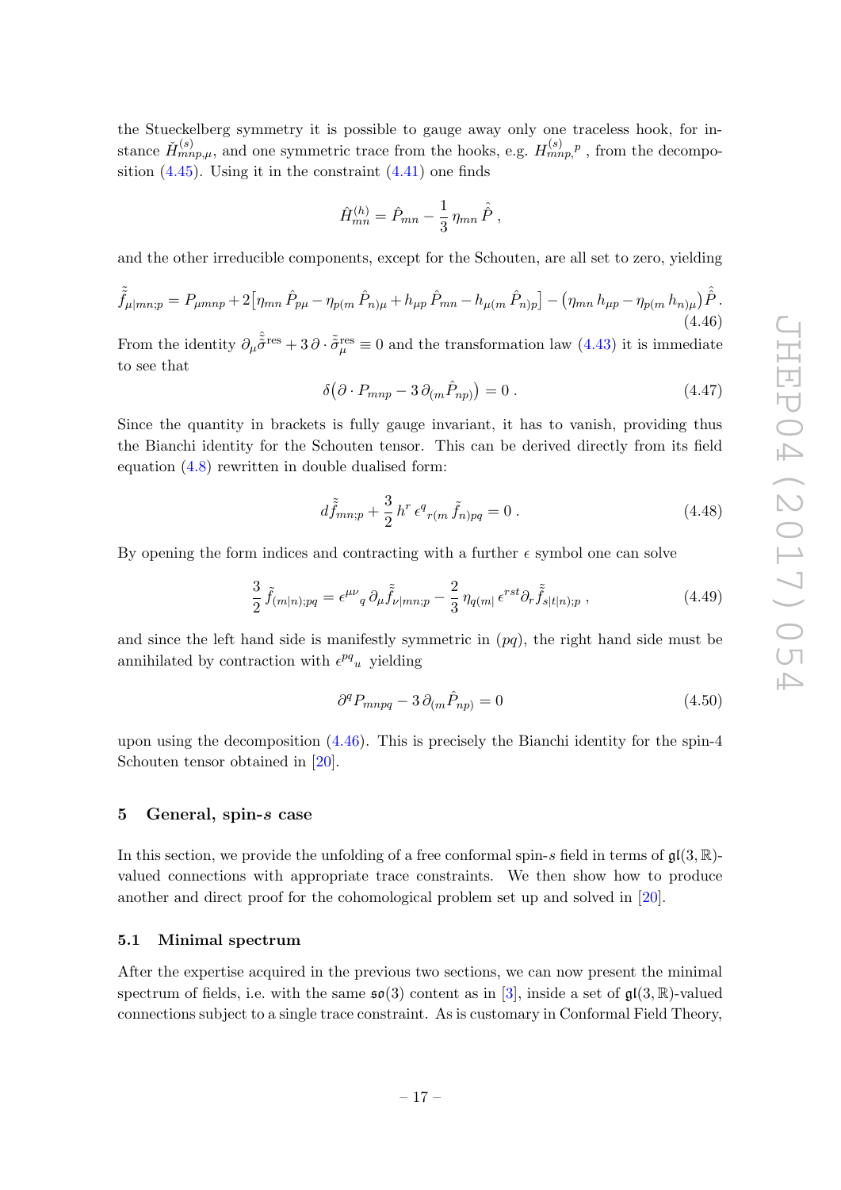the Stueckelberg symmetry it is possible to gauge away only one traceless hook, for instance $\check{H}^{(s)}_{mnp,\mu}$, and one symmetric trace from the hooks, e.g. $H^{(s)}_{mnp,}{}^{p}$ , from the decomposition (4.45). Using it in the constraint (4.41) one finds

$$\hat{H}^{(h)}_{mn} = \hat{P}_{mn} - \frac{1}{3}\,\eta_{mn}\,\hat{\hat{P}}\ ,$$

and the other irreducible components, except for the Schouten, are all set to zero, yielding

$$\tilde{\tilde{f}}_{\mu|mn;p} = P_{\mu mnp} + 2\big[\eta_{mn}\,\hat{P}_{p\mu} - \eta_{p(m}\,\hat{P}_{n)\mu} + h_{\mu p}\,\hat{P}_{mn} - h_{\mu(m}\,\hat{P}_{n)p}\big] - \big(\eta_{mn}\,h_{\mu p} - \eta_{p(m}\,h_{n)\mu}\big)\,\hat{\hat{P}}\,. \tag{4.46}$$

From the identity $\partial_\mu \hat{\tilde{\hat{\sigma}}}{}^{\rm res} + 3\,\partial\cdot\tilde{\sigma}^{\rm res}_\mu \equiv 0$ and the transformation law (4.43) it is immediate to see that

$$\delta\big(\partial\cdot P_{mnp} - 3\,\partial_{(m}\hat{P}_{np)}\big) = 0\ . \tag{4.47}$$

Since the quantity in brackets is fully gauge invariant, it has to vanish, providing thus the Bianchi identity for the Schouten tensor. This can be derived directly from its field equation (4.8) rewritten in double dualised form:

$$d\tilde{\tilde{f}}_{mn;p} + \frac{3}{2}\,h^r\,\epsilon^q{}_{r(m}\,\tilde{f}_{n)pq} = 0\ . \tag{4.48}$$

By opening the form indices and contracting with a further $\epsilon$ symbol one can solve

$$\frac{3}{2}\,\tilde{f}_{(m|n);pq} = \epsilon^{\mu\nu}{}_q\,\partial_\mu\tilde{\tilde{f}}_{\nu|mn;p} - \frac{2}{3}\,\eta_{q(m|}\,\epsilon^{rst}\partial_r\tilde{\tilde{f}}_{s|t|n);p}\ , \tag{4.49}$$

and since the left hand side is manifestly symmetric in $(pq)$, the right hand side must be annihilated by contraction with $\epsilon^{pq}{}_u$ yielding

$$\partial^q P_{mnpq} - 3\,\partial_{(m}\hat{P}_{np)} = 0 \tag{4.50}$$

upon using the decomposition (4.46). This is precisely the Bianchi identity for the spin-4 Schouten tensor obtained in [20].

## 5 General, spin-$s$ case

In this section, we provide the unfolding of a free conformal spin-$s$ field in terms of $\mathfrak{gl}(3,\mathbb{R})$-valued connections with appropriate trace constraints. We then show how to produce another and direct proof for the cohomological problem set up and solved in [20].

### 5.1 Minimal spectrum

After the expertise acquired in the previous two sections, we can now present the minimal spectrum of fields, i.e. with the same $\mathfrak{so}(3)$ content as in [3], inside a set of $\mathfrak{gl}(3,\mathbb{R})$-valued connections subject to a single trace constraint. As is customary in Conformal Field Theory,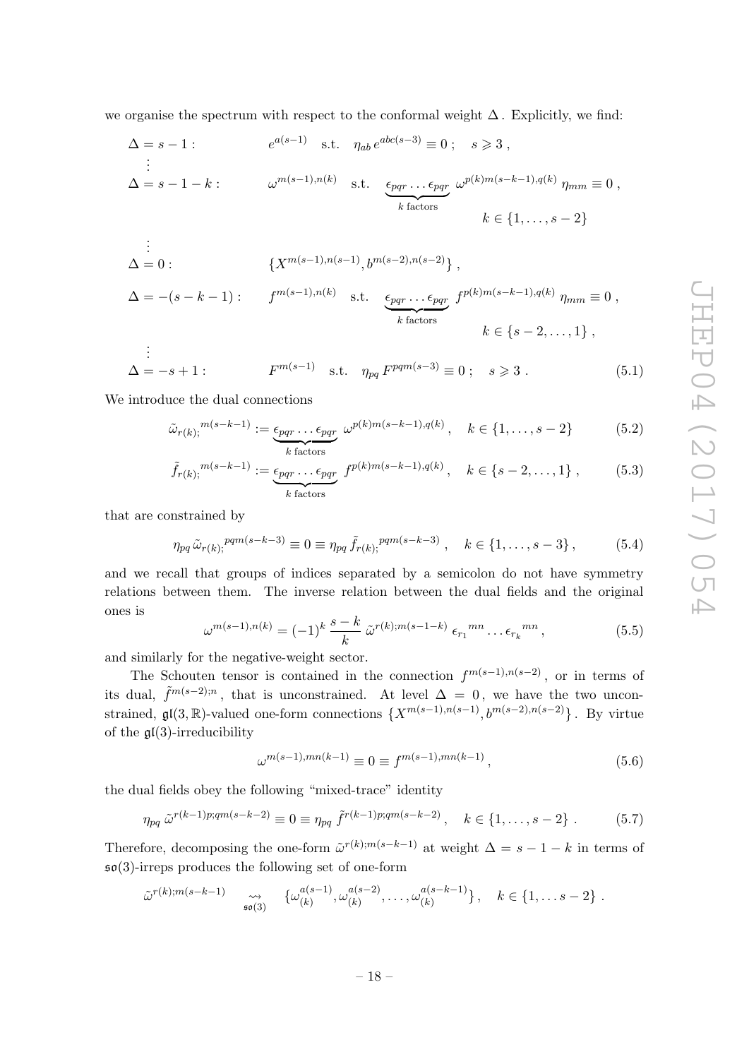we organise the spectrum with respect to the conformal weight $\Delta$. Explicitly, we find:

$$
\begin{aligned}
&\Delta = s-1: && e^{a(s-1)} \quad \text{s.t.} \quad \eta_{ab}\, e^{abc(s-3)} \equiv 0\,; \quad s \geqslant 3\,,\\
&\quad\vdots && \\
&\Delta = s-1-k: && \omega^{m(s-1),n(k)} \quad \text{s.t.} \quad \underbrace{\epsilon_{pqr}\ldots\epsilon_{pqr}}_{k\text{ factors}}\, \omega^{p(k)m(s-k-1),q(k)}\,\eta_{mm} \equiv 0\,,\\
& && \qquad\qquad\qquad\qquad k \in \{1,\ldots,s-2\}\\
&\quad\vdots && \\
&\Delta = 0: && \{X^{m(s-1),n(s-1)}, b^{m(s-2),n(s-2)}\}\,,\\
&\Delta = -(s-k-1): && f^{m(s-1),n(k)} \quad \text{s.t.} \quad \underbrace{\epsilon_{pqr}\ldots\epsilon_{pqr}}_{k\text{ factors}}\, f^{p(k)m(s-k-1),q(k)}\,\eta_{mm} \equiv 0\,,\\
& && \qquad\qquad\qquad\qquad k \in \{s-2,\ldots,1\}\,,\\
&\quad\vdots && \\
&\Delta = -s+1: && F^{m(s-1)} \quad \text{s.t.} \quad \eta_{pq}\, F^{pqm(s-3)} \equiv 0\,; \quad s \geqslant 3\,.
\end{aligned}
\tag{5.1}
$$

We introduce the dual connections

$$
\tilde{\omega}_{r(k);}{}^{m(s-k-1)} := \underbrace{\epsilon_{pqr}\ldots\epsilon_{pqr}}_{k\text{ factors}}\; \omega^{p(k)m(s-k-1),q(k)}\,, \quad k \in \{1,\ldots,s-2\} \tag{5.2}
$$

$$
\tilde{f}_{r(k);}{}^{m(s-k-1)} := \underbrace{\epsilon_{pqr}\ldots\epsilon_{pqr}}_{k\text{ factors}}\; f^{p(k)m(s-k-1),q(k)}\,, \quad k \in \{s-2,\ldots,1\}\,, \tag{5.3}
$$

that are constrained by

$$
\eta_{pq}\,\tilde{\omega}_{r(k);}{}^{pqm(s-k-3)} \equiv 0 \equiv \eta_{pq}\,\tilde{f}_{r(k);}{}^{pqm(s-k-3)}\,, \quad k \in \{1,\ldots,s-3\}\,, \tag{5.4}
$$

and we recall that groups of indices separated by a semicolon do not have symmetry relations between them. The inverse relation between the dual fields and the original ones is

$$
\omega^{m(s-1),n(k)} = (-1)^k\,\frac{s-k}{k}\;\tilde{\omega}^{r(k);m(s-1-k)}\;\epsilon_{r_1}{}^{mn}\ldots\epsilon_{r_k}{}^{mn}\,, \tag{5.5}
$$

and similarly for the negative-weight sector.

The Schouten tensor is contained in the connection $f^{m(s-1),n(s-2)}$, or in terms of its dual, $\tilde{f}^{m(s-2);n}$, that is unconstrained. At level $\Delta = 0$, we have the two unconstrained, $\mathfrak{gl}(3,\mathbb{R})$-valued one-form connections $\{X^{m(s-1),n(s-1)}, b^{m(s-2),n(s-2)}\}$. By virtue of the $\mathfrak{gl}(3)$-irreducibility

$$
\omega^{m(s-1),mn(k-1)} \equiv 0 \equiv f^{m(s-1),mn(k-1)}\,, \tag{5.6}
$$

the dual fields obey the following "mixed-trace" identity

$$
\eta_{pq}\,\tilde{\omega}^{r(k-1)p;qm(s-k-2)} \equiv 0 \equiv \eta_{pq}\,\tilde{f}^{r(k-1)p;qm(s-k-2)}\,, \quad k \in \{1,\ldots,s-2\}\,. \tag{5.7}
$$

Therefore, decomposing the one-form $\tilde{\omega}^{r(k);m(s-k-1)}$ at weight $\Delta = s-1-k$ in terms of $\mathfrak{so}(3)$-irreps produces the following set of one-form

$$
\tilde{\omega}^{r(k);m(s-k-1)} \underset{\mathfrak{so}(3)}{\rightsquigarrow} \{\omega^{a(s-1)}_{(k)}, \omega^{a(s-2)}_{(k)}, \ldots, \omega^{a(s-k-1)}_{(k)}\}\,, \quad k \in \{1,\ldots s-2\}\,.
$$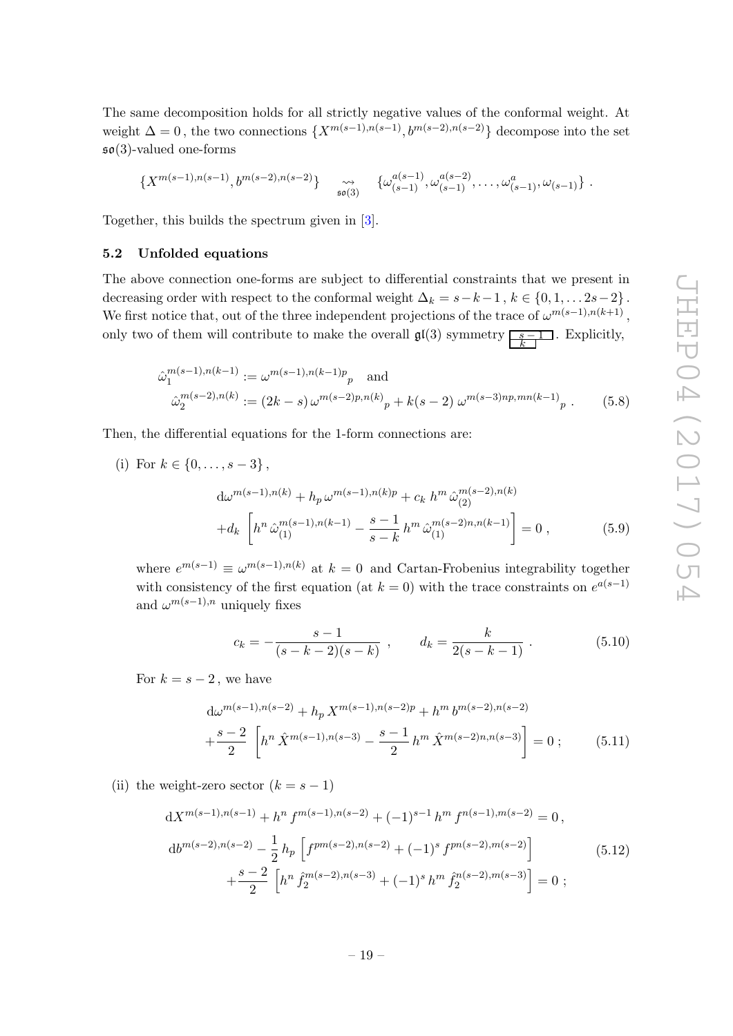The same decomposition holds for all strictly negative values of the conformal weight. At weight $\Delta = 0$, the two connections $\{X^{m(s-1),n(s-1)}, b^{m(s-2),n(s-2)}\}$ decompose into the set $\mathfrak{so}(3)$-valued one-forms

$$\{X^{m(s-1),n(s-1)}, b^{m(s-2),n(s-2)}\} \underset{\mathfrak{so}(3)}{\rightsquigarrow} \{\omega^{a(s-1)}_{(s-1)}, \omega^{a(s-2)}_{(s-1)}, \dots, \omega^{a}_{(s-1)}, \omega_{(s-1)}\} .$$

Together, this builds the spectrum given in [3].

### 5.2 Unfolded equations

The above connection one-forms are subject to differential constraints that we present in decreasing order with respect to the conformal weight $\Delta_k = s-k-1$, $k \in \{0, 1, \dots 2s-2\}$. We first notice that, out of the three independent projections of the trace of $\omega^{m(s-1),n(k+1)}$, only two of them will contribute to make the overall $\mathfrak{gl}(3)$ symmetry $\boxed{\begin{smallmatrix} s-1 \\ k \end{smallmatrix}}$. Explicitly,

$$\begin{aligned} \hat{\omega}_1^{m(s-1),n(k-1)} &:= \omega^{m(s-1),n(k-1)p}{}_p \quad \text{and} \\ \hat{\omega}_2^{m(s-2),n(k)} &:= (2k-s)\,\omega^{m(s-2)p,n(k)}{}_p + k(s-2)\,\omega^{m(s-3)np,mn(k-1)}{}_p \,. \end{aligned} \tag{5.8}$$

Then, the differential equations for the 1-form connections are:

(i) For $k \in \{0, \dots, s-3\}$,

$$\begin{aligned} &\mathrm{d}\omega^{m(s-1),n(k)} + h_p\,\omega^{m(s-1),n(k)p} + c_k\, h^m\,\hat{\omega}_{(2)}^{m(s-2),n(k)} \\ &+ d_k \left[ h^n\,\hat{\omega}_{(1)}^{m(s-1),n(k-1)} - \frac{s-1}{s-k}\, h^m\,\hat{\omega}_{(1)}^{m(s-2)n,n(k-1)} \right] = 0\,, \end{aligned} \tag{5.9}$$

where $e^{m(s-1)} \equiv \omega^{m(s-1),n(k)}$ at $k=0$ and Cartan-Frobenius integrability together with consistency of the first equation (at $k=0$) with the trace constraints on $e^{a(s-1)}$ and $\omega^{m(s-1),n}$ uniquely fixes

$$c_k = -\frac{s-1}{(s-k-2)(s-k)}\,, \qquad d_k = \frac{k}{2(s-k-1)}\,. \tag{5.10}$$

For $k = s-2$, we have

$$\begin{aligned} &\mathrm{d}\omega^{m(s-1),n(s-2)} + h_p\,X^{m(s-1),n(s-2)p} + h^m\,b^{m(s-2),n(s-2)} \\ &+ \frac{s-2}{2}\left[ h^n\,\hat{X}^{m(s-1),n(s-3)} - \frac{s-1}{2}\, h^m\,\hat{X}^{m(s-2)n,n(s-3)} \right] = 0\,; \end{aligned} \tag{5.11}$$

(ii) the weight-zero sector ($k = s-1$)

$$\begin{aligned} &\mathrm{d}X^{m(s-1),n(s-1)} + h^n\,f^{m(s-1),n(s-2)} + (-1)^{s-1}\,h^m\,f^{n(s-1),m(s-2)} = 0\,, \\ &\mathrm{d}b^{m(s-2),n(s-2)} - \frac{1}{2}\,h_p\left[ f^{pm(s-2),n(s-2)} + (-1)^s\,f^{pn(s-2),m(s-2)} \right] \\ &\qquad + \frac{s-2}{2}\left[ h^n\,\hat{f}_2^{m(s-2),n(s-3)} + (-1)^s\,h^m\,\hat{f}_2^{n(s-2),m(s-3)} \right] = 0\,; \end{aligned} \tag{5.12}$$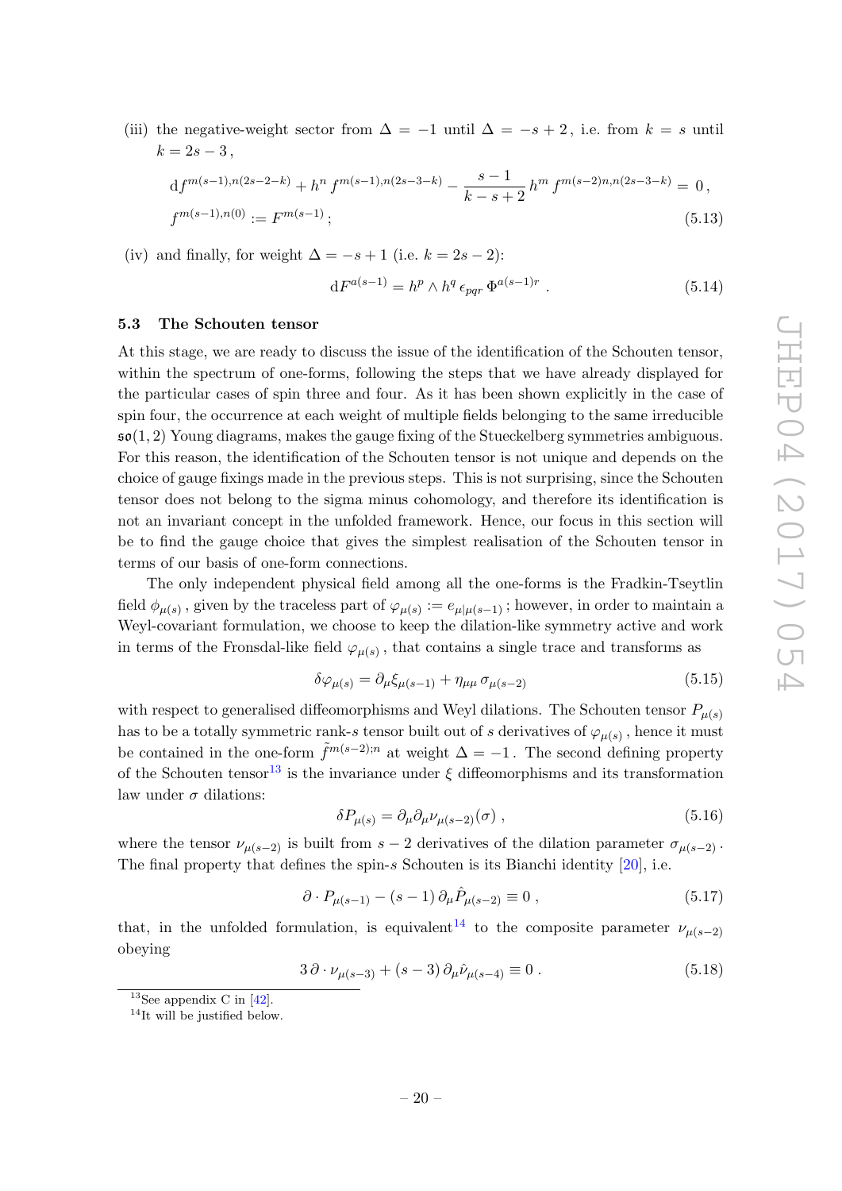(iii) the negative-weight sector from $\Delta = -1$ until $\Delta = -s+2$, i.e. from $k = s$ until $k = 2s-3$,

$$
\begin{aligned}
&\mathrm{d} f^{m(s-1),n(2s-2-k)} + h^n\, f^{m(s-1),n(2s-3-k)} - \frac{s-1}{k-s+2}\, h^m\, f^{m(s-2)n,n(2s-3-k)} = 0\,,\\
&f^{m(s-1),n(0)} := F^{m(s-1)}\,;
\end{aligned}
\tag{5.13}
$$

(iv) and finally, for weight $\Delta = -s+1$ (i.e. $k = 2s-2$):

$$
\mathrm{d}F^{a(s-1)} = h^p \wedge h^q\, \epsilon_{pqr}\, \Phi^{a(s-1)r}\ . \tag{5.14}
$$

### 5.3 The Schouten tensor

At this stage, we are ready to discuss the issue of the identification of the Schouten tensor, within the spectrum of one-forms, following the steps that we have already displayed for the particular cases of spin three and four. As it has been shown explicitly in the case of spin four, the occurrence at each weight of multiple fields belonging to the same irreducible $\mathfrak{so}(1,2)$ Young diagrams, makes the gauge fixing of the Stueckelberg symmetries ambiguous. For this reason, the identification of the Schouten tensor is not unique and depends on the choice of gauge fixings made in the previous steps. This is not surprising, since the Schouten tensor does not belong to the sigma minus cohomology, and therefore its identification is not an invariant concept in the unfolded framework. Hence, our focus in this section will be to find the gauge choice that gives the simplest realisation of the Schouten tensor in terms of our basis of one-form connections.

The only independent physical field among all the one-forms is the Fradkin-Tseytlin field $\phi_{\mu(s)}$, given by the traceless part of $\varphi_{\mu(s)} := e_{\mu|\mu(s-1)}$; however, in order to maintain a Weyl-covariant formulation, we choose to keep the dilation-like symmetry active and work in terms of the Fronsdal-like field $\varphi_{\mu(s)}$, that contains a single trace and transforms as

$$
\delta\varphi_{\mu(s)} = \partial_\mu \xi_{\mu(s-1)} + \eta_{\mu\mu}\,\sigma_{\mu(s-2)} \tag{5.15}
$$

with respect to generalised diffeomorphisms and Weyl dilations. The Schouten tensor $P_{\mu(s)}$ has to be a totally symmetric rank-$s$ tensor built out of $s$ derivatives of $\varphi_{\mu(s)}$, hence it must be contained in the one-form $\tilde{f}^{m(s-2);n}$ at weight $\Delta = -1$. The second defining property of the Schouten tensor[13] is the invariance under $\xi$ diffeomorphisms and its transformation law under $\sigma$ dilations:

$$
\delta P_{\mu(s)} = \partial_\mu\partial_\mu \nu_{\mu(s-2)}(\sigma)\,, \tag{5.16}
$$

where the tensor $\nu_{\mu(s-2)}$ is built from $s-2$ derivatives of the dilation parameter $\sigma_{\mu(s-2)}$. The final property that defines the spin-$s$ Schouten is its Bianchi identity [20], i.e.

$$
\partial\cdot P_{\mu(s-1)} - (s-1)\,\partial_\mu \hat{P}_{\mu(s-2)} \equiv 0\,, \tag{5.17}
$$

that, in the unfolded formulation, is equivalent[14] to the composite parameter $\nu_{\mu(s-2)}$ obeying

$$
3\,\partial\cdot\nu_{\mu(s-3)} + (s-3)\,\partial_\mu \hat{\nu}_{\mu(s-4)} \equiv 0\,. \tag{5.18}
$$

---

[13] See appendix C in [42].

[14] It will be justified below.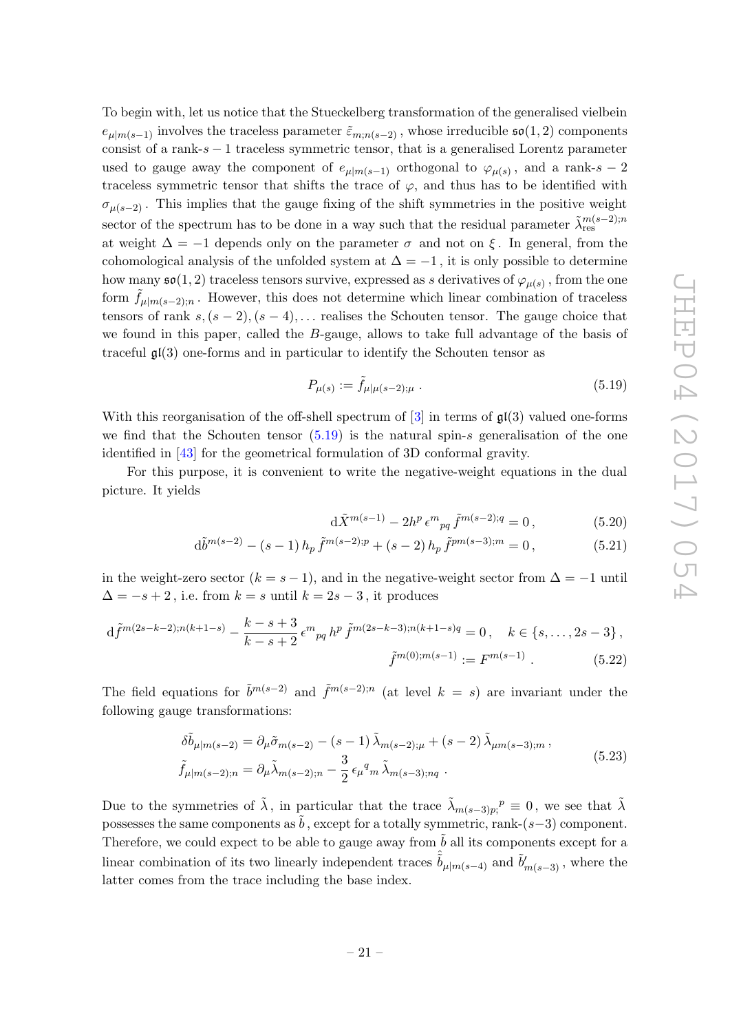To begin with, let us notice that the Stueckelberg transformation of the generalised vielbein $e_{\mu|m(s-1)}$ involves the traceless parameter $\tilde{\varepsilon}_{m;n(s-2)}$, whose irreducible $\mathfrak{so}(1,2)$ components consist of a rank-$s-1$ traceless symmetric tensor, that is a generalised Lorentz parameter used to gauge away the component of $e_{\mu|m(s-1)}$ orthogonal to $\varphi_{\mu(s)}$, and a rank-$s-2$ traceless symmetric tensor that shifts the trace of $\varphi$, and thus has to be identified with $\sigma_{\mu(s-2)}$. This implies that the gauge fixing of the shift symmetries in the positive weight sector of the spectrum has to be done in a way such that the residual parameter $\tilde{\lambda}^{m(s-2);n}_{\text{res}}$ at weight $\Delta = -1$ depends only on the parameter $\sigma$ and not on $\xi$. In general, from the cohomological analysis of the unfolded system at $\Delta = -1$, it is only possible to determine how many $\mathfrak{so}(1,2)$ traceless tensors survive, expressed as $s$ derivatives of $\varphi_{\mu(s)}$, from the one form $\tilde{f}_{\mu|m(s-2);n}$. However, this does not determine which linear combination of traceless tensors of rank $s,(s-2),(s-4),\ldots$ realises the Schouten tensor. The gauge choice that we found in this paper, called the $B$-gauge, allows to take full advantage of the basis of traceful $\mathfrak{gl}(3)$ one-forms and in particular to identify the Schouten tensor as

$$P_{\mu(s)} := \tilde{f}_{\mu|\mu(s-2);\mu}\,. \tag{5.19}$$

With this reorganisation of the off-shell spectrum of [3] in terms of $\mathfrak{gl}(3)$ valued one-forms we find that the Schouten tensor (5.19) is the natural spin-$s$ generalisation of the one identified in [43] for the geometrical formulation of 3D conformal gravity.

For this purpose, it is convenient to write the negative-weight equations in the dual picture. It yields

$$\mathrm{d}\tilde{X}^{m(s-1)} - 2h^p\,\epsilon^m{}_{pq}\,\tilde{f}^{m(s-2);q} = 0\,, \tag{5.20}$$

$$\mathrm{d}\tilde{b}^{m(s-2)} - (s-1)\,h_p\,\tilde{f}^{m(s-2);p} + (s-2)\,h_p\,\tilde{f}^{pm(s-3);m} = 0\,, \tag{5.21}$$

in the weight-zero sector ($k = s-1$), and in the negative-weight sector from $\Delta = -1$ until $\Delta = -s+2$, i.e. from $k = s$ until $k = 2s-3$, it produces

$$\mathrm{d}\tilde{f}^{m(2s-k-2);n(k+1-s)} - \frac{k-s+3}{k-s+2}\,\epsilon^m{}_{pq}\,h^p\,\tilde{f}^{m(2s-k-3);n(k+1-s)q} = 0\,, \quad k\in\{s,\ldots,2s-3\}\,,$$
$$\tilde{f}^{m(0);m(s-1)} := F^{m(s-1)}\,. \tag{5.22}$$

The field equations for $\tilde{b}^{m(s-2)}$ and $\tilde{f}^{m(s-2);n}$ (at level $k=s$) are invariant under the following gauge transformations:

$$\begin{aligned}\delta\tilde{b}_{\mu|m(s-2)} &= \partial_\mu\tilde{\sigma}_{m(s-2)} - (s-1)\,\tilde{\lambda}_{m(s-2);\mu} + (s-2)\,\tilde{\lambda}_{\mu m(s-3);m}\,,\\ \tilde{f}_{\mu|m(s-2);n} &= \partial_\mu\tilde{\lambda}_{m(s-2);n} - \frac{3}{2}\,\epsilon_\mu{}^q{}_m\,\tilde{\lambda}_{m(s-3);nq}\,.\end{aligned} \tag{5.23}$$

Due to the symmetries of $\tilde{\lambda}$, in particular that the trace $\tilde{\lambda}_{m(s-3)p;}{}^p \equiv 0$, we see that $\tilde{\lambda}$ possesses the same components as $\tilde{b}$, except for a totally symmetric, rank-$(s-3)$ component. Therefore, we could expect to be able to gauge away from $\tilde{b}$ all its components except for a linear combination of its two linearly independent traces $\hat{\tilde{b}}_{\mu|m(s-4)}$ and $\tilde{b}'_{m(s-3)}$, where the latter comes from the trace including the base index.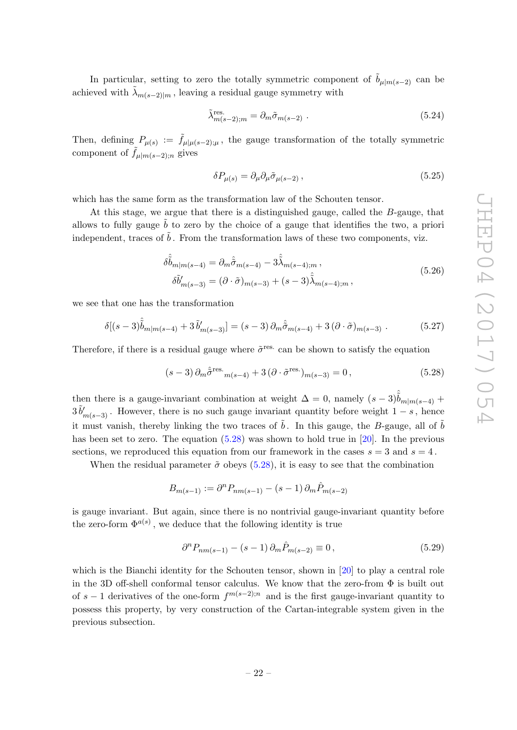In particular, setting to zero the totally symmetric component of $\tilde{b}_{\mu|m(s-2)}$ can be achieved with $\tilde{\lambda}_{m(s-2)|m}$ , leaving a residual gauge symmetry with

$$\tilde{\lambda}^{\text{res.}}_{m(s-2);m} = \partial_m \tilde{\sigma}_{m(s-2)} \ . \tag{5.24}$$

Then, defining $P_{\mu(s)} := \tilde{f}_{\mu|\mu(s-2);\mu}$ , the gauge transformation of the totally symmetric component of $\tilde{f}_{\mu|m(s-2);n}$ gives

$$\delta P_{\mu(s)} = \partial_\mu \partial_\mu \tilde{\sigma}_{\mu(s-2)} \,, \tag{5.25}$$

which has the same form as the transformation law of the Schouten tensor.

At this stage, we argue that there is a distinguished gauge, called the $B$-gauge, that allows to fully gauge $\tilde{b}$ to zero by the choice of a gauge that identifies the two, a priori independent, traces of $\tilde{b}$ . From the transformation laws of these two components, viz.

$$\begin{aligned}
\delta\hat{\tilde{b}}_{m|m(s-4)} &= \partial_m \hat{\tilde{\sigma}}_{m(s-4)} - 3\hat{\tilde{\lambda}}_{m(s-4);m} \,, \\
\delta\tilde{b}'_{m(s-3)} &= (\partial\cdot\tilde{\sigma})_{m(s-3)} + (s-3)\hat{\tilde{\lambda}}_{m(s-4);m} \,,
\end{aligned} \tag{5.26}$$

we see that one has the transformation

$$\delta[(s-3)\hat{\tilde{b}}_{m|m(s-4)} + 3\,\tilde{b}'_{m(s-3)}] = (s-3)\,\partial_m \hat{\tilde{\sigma}}_{m(s-4)} + 3\,(\partial\cdot\tilde{\sigma})_{m(s-3)} \ . \tag{5.27}$$

Therefore, if there is a residual gauge where $\tilde{\sigma}^{\text{res.}}$ can be shown to satisfy the equation

$$(s-3)\,\partial_m \hat{\tilde{\sigma}}^{\text{res.}}{}_{m(s-4)} + 3\,(\partial\cdot\tilde{\sigma}^{\text{res.}})_{m(s-3)} = 0 \,, \tag{5.28}$$

then there is a gauge-invariant combination at weight $\Delta = 0$, namely $(s-3)\hat{\tilde{b}}_{m|m(s-4)} + 3\,\tilde{b}'_{m(s-3)}$ . However, there is no such gauge invariant quantity before weight $1-s$ , hence it must vanish, thereby linking the two traces of $\tilde{b}$ . In this gauge, the $B$-gauge, all of $\tilde{b}$ has been set to zero. The equation (5.28) was shown to hold true in [20]. In the previous sections, we reproduced this equation from our framework in the cases $s=3$ and $s=4$ .

When the residual parameter $\tilde{\sigma}$ obeys (5.28), it is easy to see that the combination

$$B_{m(s-1)} := \partial^n P_{nm(s-1)} - (s-1)\,\partial_m \hat{P}_{m(s-2)}$$

is gauge invariant. But again, since there is no nontrivial gauge-invariant quantity before the zero-form $\Phi^{a(s)}$ , we deduce that the following identity is true

$$\partial^n P_{nm(s-1)} - (s-1)\,\partial_m \hat{P}_{m(s-2)} \equiv 0 \,, \tag{5.29}$$

which is the Bianchi identity for the Schouten tensor, shown in [20] to play a central role in the 3D off-shell conformal tensor calculus. We know that the zero-from $\Phi$ is built out of $s-1$ derivatives of the one-form $f^{m(s-2);n}$ and is the first gauge-invariant quantity to possess this property, by very construction of the Cartan-integrable system given in the previous subsection.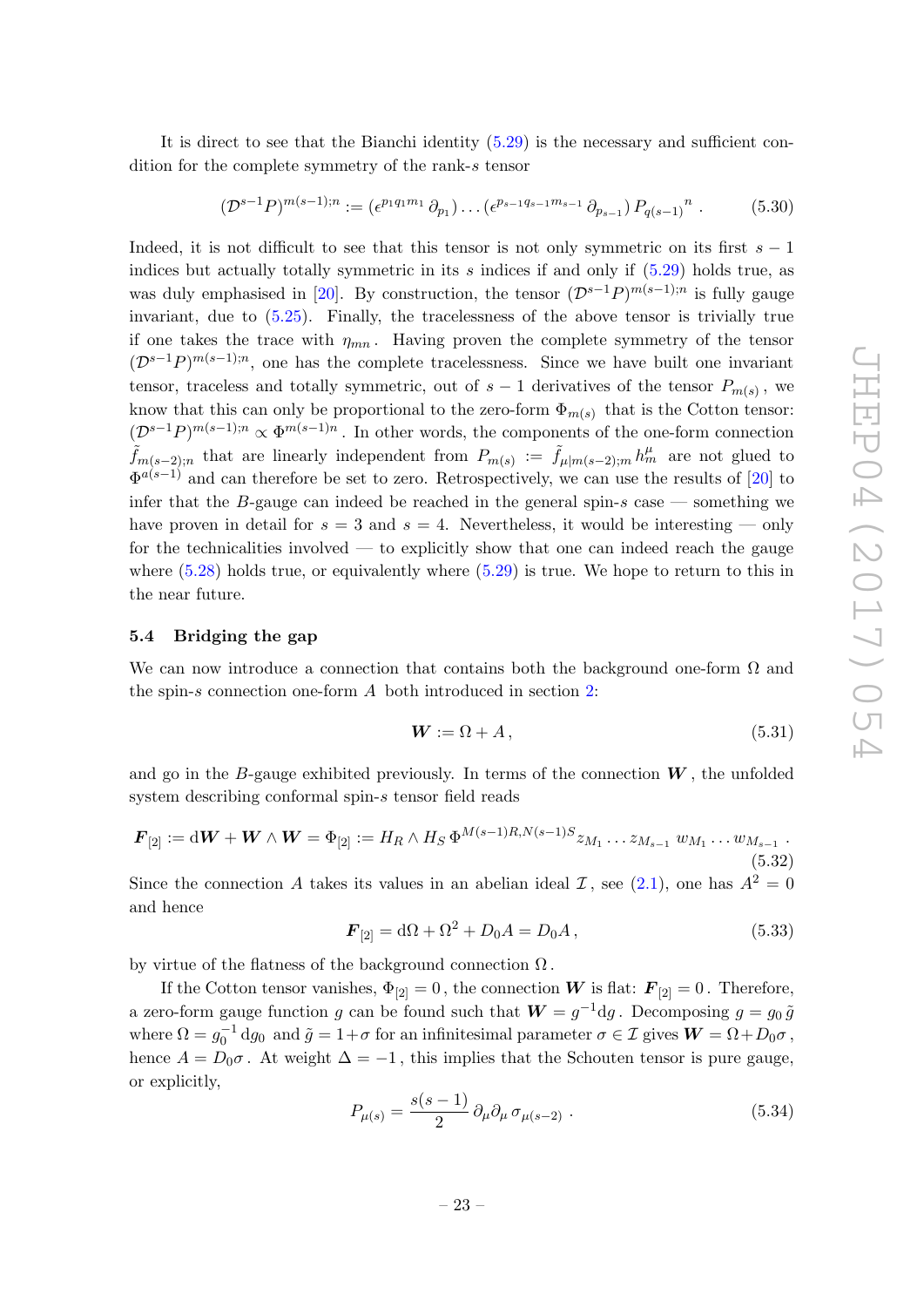It is direct to see that the Bianchi identity (5.29) is the necessary and sufficient condition for the complete symmetry of the rank-$s$ tensor

$$(\mathcal{D}^{s-1}P)^{m(s-1);n} := (\epsilon^{p_1 q_1 m_1}\,\partial_{p_1})\dots(\epsilon^{p_{s-1} q_{s-1} m_{s-1}}\,\partial_{p_{s-1}})\,P_{q(s-1)}{}^{n}\,. \tag{5.30}$$

Indeed, it is not difficult to see that this tensor is not only symmetric on its first $s-1$ indices but actually totally symmetric in its $s$ indices if and only if (5.29) holds true, as was duly emphasised in [20]. By construction, the tensor $(\mathcal{D}^{s-1}P)^{m(s-1);n}$ is fully gauge invariant, due to (5.25). Finally, the tracelessness of the above tensor is trivially true if one takes the trace with $\eta_{mn}$. Having proven the complete symmetry of the tensor $(\mathcal{D}^{s-1}P)^{m(s-1);n}$, one has the complete tracelessness. Since we have built one invariant tensor, traceless and totally symmetric, out of $s-1$ derivatives of the tensor $P_{m(s)}$, we know that this can only be proportional to the zero-form $\Phi_{m(s)}$ that is the Cotton tensor: $(\mathcal{D}^{s-1}P)^{m(s-1);n} \propto \Phi^{m(s-1)n}$. In other words, the components of the one-form connection $\tilde{f}_{m(s-2);n}$ that are linearly independent from $P_{m(s)} := \tilde{f}_{\mu|m(s-2);m}\,h^{\mu}_{m}$ are not glued to $\Phi^{a(s-1)}$ and can therefore be set to zero. Retrospectively, we can use the results of [20] to infer that the $B$-gauge can indeed be reached in the general spin-$s$ case — something we have proven in detail for $s=3$ and $s=4$. Nevertheless, it would be interesting — only for the technicalities involved — to explicitly show that one can indeed reach the gauge where (5.28) holds true, or equivalently where (5.29) is true. We hope to return to this in the near future.

### 5.4 Bridging the gap

We can now introduce a connection that contains both the background one-form $\Omega$ and the spin-$s$ connection one-form $A$ both introduced in section 2:

$$\boldsymbol{W} := \Omega + A\,, \tag{5.31}$$

and go in the $B$-gauge exhibited previously. In terms of the connection $\boldsymbol{W}$, the unfolded system describing conformal spin-$s$ tensor field reads

$$\boldsymbol{F}_{[2]} := \mathrm{d}\boldsymbol{W} + \boldsymbol{W}\wedge\boldsymbol{W} = \Phi_{[2]} := H_R\wedge H_S\,\Phi^{M(s-1)R,N(s-1)S} z_{M_1}\dots z_{M_{s-1}}\,w_{M_1}\dots w_{M_{s-1}}\,. \tag{5.32}$$

Since the connection $A$ takes its values in an abelian ideal $\mathcal{I}$, see (2.1), one has $A^2=0$ and hence

$$\boldsymbol{F}_{[2]} = \mathrm{d}\Omega + \Omega^2 + D_0 A = D_0 A\,, \tag{5.33}$$

by virtue of the flatness of the background connection $\Omega$.

If the Cotton tensor vanishes, $\Phi_{[2]}=0$, the connection $\boldsymbol{W}$ is flat: $\boldsymbol{F}_{[2]}=0$. Therefore, a zero-form gauge function $g$ can be found such that $\boldsymbol{W} = g^{-1}\mathrm{d}g$. Decomposing $g = g_0\,\tilde{g}$ where $\Omega = g_0^{-1}\mathrm{d}g_0$ and $\tilde{g} = 1+\sigma$ for an infinitesimal parameter $\sigma\in\mathcal{I}$ gives $\boldsymbol{W} = \Omega + D_0\sigma$, hence $A = D_0\sigma$. At weight $\Delta=-1$, this implies that the Schouten tensor is pure gauge, or explicitly,

$$P_{\mu(s)} = \frac{s(s-1)}{2}\,\partial_\mu\partial_\mu\,\sigma_{\mu(s-2)}\,. \tag{5.34}$$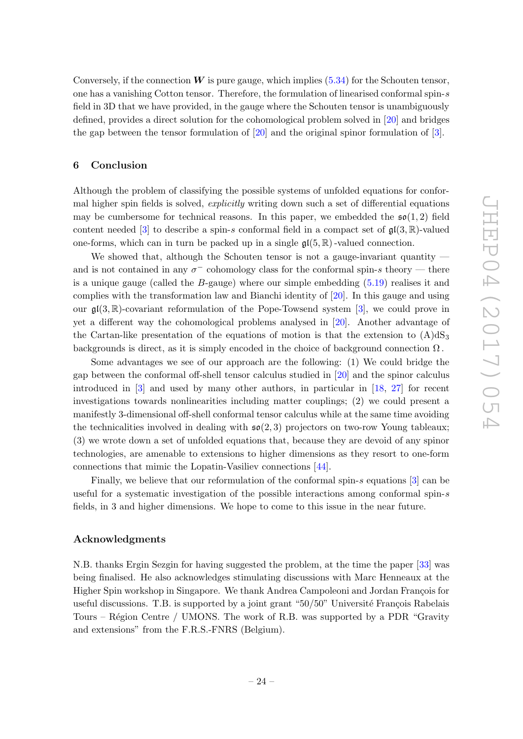Conversely, if the connection $\boldsymbol{W}$ is pure gauge, which implies (5.34) for the Schouten tensor, one has a vanishing Cotton tensor. Therefore, the formulation of linearised conformal spin-$s$ field in 3D that we have provided, in the gauge where the Schouten tensor is unambiguously defined, provides a direct solution for the cohomological problem solved in [20] and bridges the gap between the tensor formulation of [20] and the original spinor formulation of [3].

## 6 Conclusion

Although the problem of classifying the possible systems of unfolded equations for conformal higher spin fields is solved, *explicitly* writing down such a set of differential equations may be cumbersome for technical reasons. In this paper, we embedded the $\mathfrak{so}(1,2)$ field content needed [3] to describe a spin-$s$ conformal field in a compact set of $\mathfrak{gl}(3,\mathbb{R})$-valued one-forms, which can in turn be packed up in a single $\mathfrak{gl}(5,\mathbb{R})$-valued connection.

We showed that, although the Schouten tensor is not a gauge-invariant quantity — and is not contained in any $\sigma^-$ cohomology class for the conformal spin-$s$ theory — there is a unique gauge (called the $B$-gauge) where our simple embedding (5.19) realises it and complies with the transformation law and Bianchi identity of [20]. In this gauge and using our $\mathfrak{gl}(3,\mathbb{R})$-covariant reformulation of the Pope-Towsend system [3], we could prove in yet a different way the cohomological problems analysed in [20]. Another advantage of the Cartan-like presentation of the equations of motion is that the extension to (A)dS$_3$ backgrounds is direct, as it is simply encoded in the choice of background connection $\Omega$.

Some advantages we see of our approach are the following: (1) We could bridge the gap between the conformal off-shell tensor calculus studied in [20] and the spinor calculus introduced in [3] and used by many other authors, in particular in [18, 27] for recent investigations towards nonlinearities including matter couplings; (2) we could present a manifestly 3-dimensional off-shell conformal tensor calculus while at the same time avoiding the technicalities involved in dealing with $\mathfrak{so}(2,3)$ projectors on two-row Young tableaux; (3) we wrote down a set of unfolded equations that, because they are devoid of any spinor technologies, are amenable to extensions to higher dimensions as they resort to one-form connections that mimic the Lopatin-Vasiliev connections [44].

Finally, we believe that our reformulation of the conformal spin-$s$ equations [3] can be useful for a systematic investigation of the possible interactions among conformal spin-$s$ fields, in 3 and higher dimensions. We hope to come to this issue in the near future.

### Acknowledgments

N.B. thanks Ergin Sezgin for having suggested the problem, at the time the paper [33] was being finalised. He also acknowledges stimulating discussions with Marc Henneaux at the Higher Spin workshop in Singapore. We thank Andrea Campoleoni and Jordan François for useful discussions. T.B. is supported by a joint grant "50/50" Université François Rabelais Tours – Région Centre / UMONS. The work of R.B. was supported by a PDR "Gravity and extensions" from the F.R.S.-FNRS (Belgium).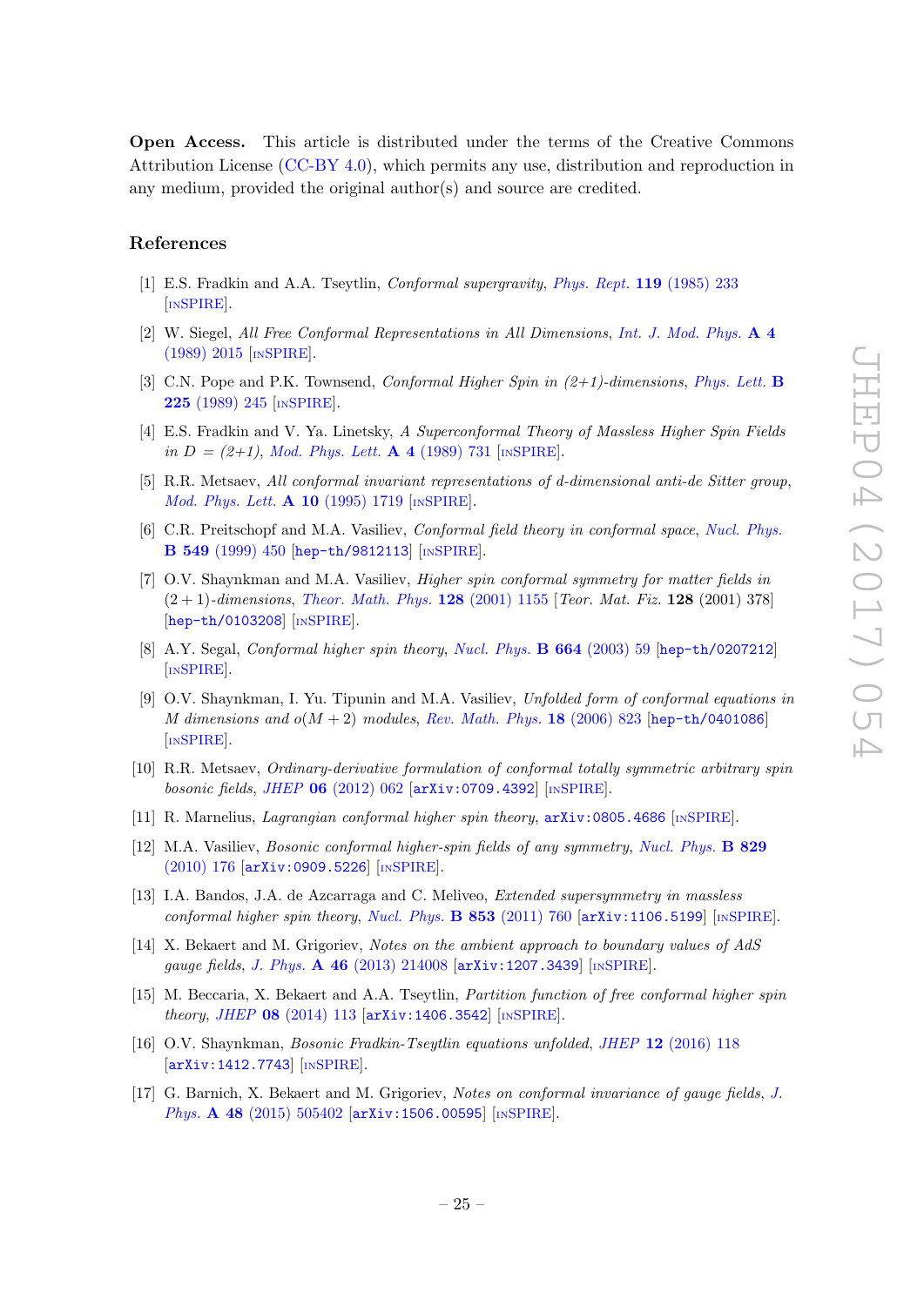**Open Access.** This article is distributed under the terms of the Creative Commons Attribution License (CC-BY 4.0), which permits any use, distribution and reproduction in any medium, provided the original author(s) and source are credited.

## References

[1] E.S. Fradkin and A.A. Tseytlin, *Conformal supergravity*, *Phys. Rept.* **119** (1985) 233 [INSPIRE].

[2] W. Siegel, *All Free Conformal Representations in All Dimensions*, *Int. J. Mod. Phys.* **A 4** (1989) 2015 [INSPIRE].

[3] C.N. Pope and P.K. Townsend, *Conformal Higher Spin in (2+1)-dimensions*, *Phys. Lett.* **B 225** (1989) 245 [INSPIRE].

[4] E.S. Fradkin and V. Ya. Linetsky, *A Superconformal Theory of Massless Higher Spin Fields in D = (2+1)*, *Mod. Phys. Lett.* **A 4** (1989) 731 [INSPIRE].

[5] R.R. Metsaev, *All conformal invariant representations of d-dimensional anti-de Sitter group*, *Mod. Phys. Lett.* **A 10** (1995) 1719 [INSPIRE].

[6] C.R. Preitschopf and M.A. Vasiliev, *Conformal field theory in conformal space*, *Nucl. Phys.* **B 549** (1999) 450 [hep-th/9812113] [INSPIRE].

[7] O.V. Shaynkman and M.A. Vasiliev, *Higher spin conformal symmetry for matter fields in* $(2+1)$*-dimensions*, *Theor. Math. Phys.* **128** (2001) 1155 [*Teor. Mat. Fiz.* **128** (2001) 378] [hep-th/0103208] [INSPIRE].

[8] A.Y. Segal, *Conformal higher spin theory*, *Nucl. Phys.* **B 664** (2003) 59 [hep-th/0207212] [INSPIRE].

[9] O.V. Shaynkman, I. Yu. Tipunin and M.A. Vasiliev, *Unfolded form of conformal equations in M dimensions and* $o(M+2)$ *modules*, *Rev. Math. Phys.* **18** (2006) 823 [hep-th/0401086] [INSPIRE].

[10] R.R. Metsaev, *Ordinary-derivative formulation of conformal totally symmetric arbitrary spin bosonic fields*, *JHEP* **06** (2012) 062 [arXiv:0709.4392] [INSPIRE].

[11] R. Marnelius, *Lagrangian conformal higher spin theory*, arXiv:0805.4686 [INSPIRE].

[12] M.A. Vasiliev, *Bosonic conformal higher-spin fields of any symmetry*, *Nucl. Phys.* **B 829** (2010) 176 [arXiv:0909.5226] [INSPIRE].

[13] I.A. Bandos, J.A. de Azcarraga and C. Meliveo, *Extended supersymmetry in massless conformal higher spin theory*, *Nucl. Phys.* **B 853** (2011) 760 [arXiv:1106.5199] [INSPIRE].

[14] X. Bekaert and M. Grigoriev, *Notes on the ambient approach to boundary values of AdS gauge fields*, *J. Phys.* **A 46** (2013) 214008 [arXiv:1207.3439] [INSPIRE].

[15] M. Beccaria, X. Bekaert and A.A. Tseytlin, *Partition function of free conformal higher spin theory*, *JHEP* **08** (2014) 113 [arXiv:1406.3542] [INSPIRE].

[16] O.V. Shaynkman, *Bosonic Fradkin-Tseytlin equations unfolded*, *JHEP* **12** (2016) 118 [arXiv:1412.7743] [INSPIRE].

[17] G. Barnich, X. Bekaert and M. Grigoriev, *Notes on conformal invariance of gauge fields*, *J. Phys.* **A 48** (2015) 505402 [arXiv:1506.00595] [INSPIRE].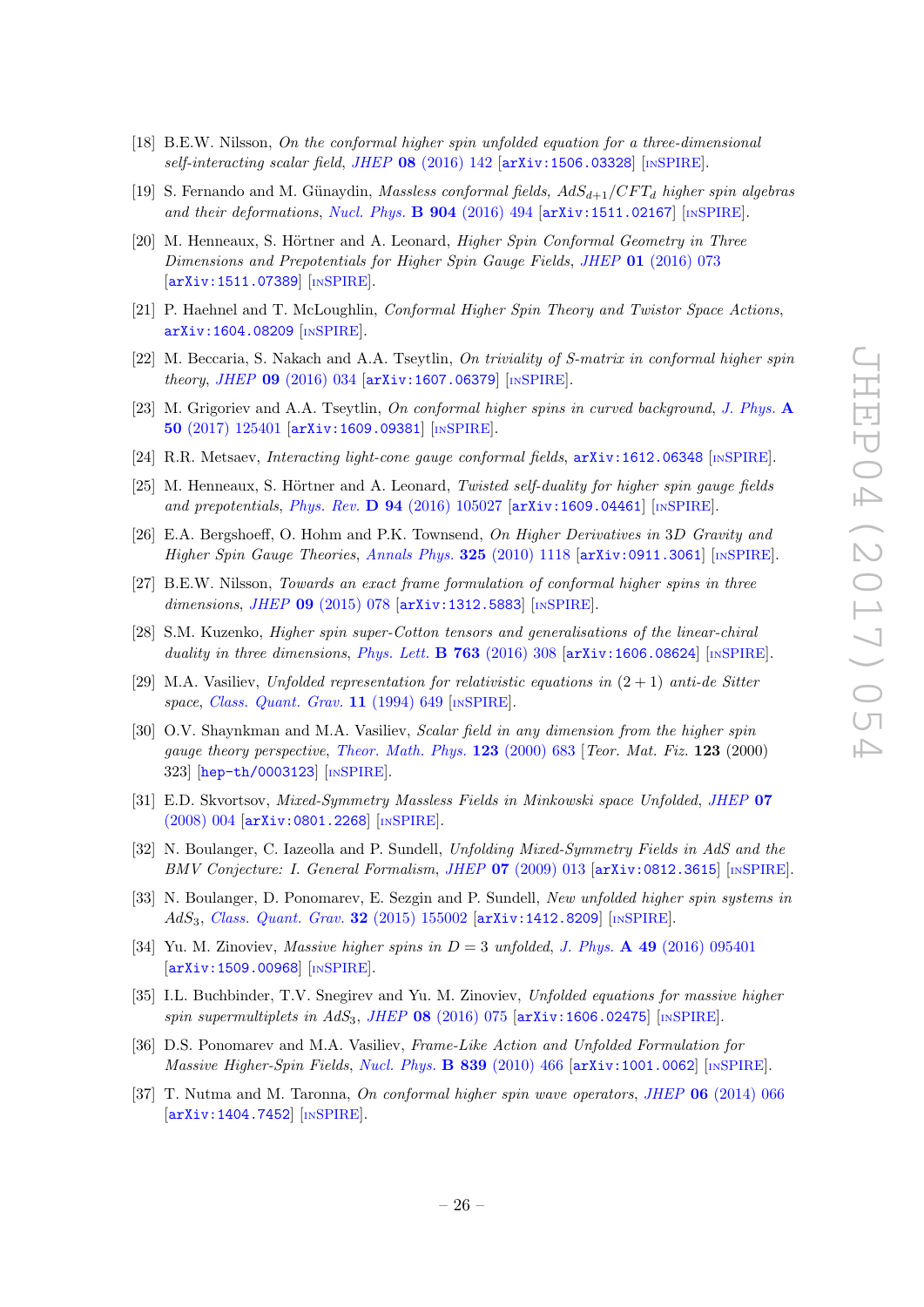[18] B.E.W. Nilsson, *On the conformal higher spin unfolded equation for a three-dimensional self-interacting scalar field*, *JHEP* **08** (2016) 142 [arXiv:1506.03328] [INSPIRE].

[19] S. Fernando and M. Günaydin, *Massless conformal fields, $AdS_{d+1}/CFT_d$ higher spin algebras and their deformations*, *Nucl. Phys.* **B 904** (2016) 494 [arXiv:1511.02167] [INSPIRE].

[20] M. Henneaux, S. Hörtner and A. Leonard, *Higher Spin Conformal Geometry in Three Dimensions and Prepotentials for Higher Spin Gauge Fields*, *JHEP* **01** (2016) 073 [arXiv:1511.07389] [INSPIRE].

[21] P. Haehnel and T. McLoughlin, *Conformal Higher Spin Theory and Twistor Space Actions*, arXiv:1604.08209 [INSPIRE].

[22] M. Beccaria, S. Nakach and A.A. Tseytlin, *On triviality of S-matrix in conformal higher spin theory*, *JHEP* **09** (2016) 034 [arXiv:1607.06379] [INSPIRE].

[23] M. Grigoriev and A.A. Tseytlin, *On conformal higher spins in curved background*, *J. Phys.* **A 50** (2017) 125401 [arXiv:1609.09381] [INSPIRE].

[24] R.R. Metsaev, *Interacting light-cone gauge conformal fields*, arXiv:1612.06348 [INSPIRE].

[25] M. Henneaux, S. Hörtner and A. Leonard, *Twisted self-duality for higher spin gauge fields and prepotentials*, *Phys. Rev.* **D 94** (2016) 105027 [arXiv:1609.04461] [INSPIRE].

[26] E.A. Bergshoeff, O. Hohm and P.K. Townsend, *On Higher Derivatives in* 3*D Gravity and Higher Spin Gauge Theories*, *Annals Phys.* **325** (2010) 1118 [arXiv:0911.3061] [INSPIRE].

[27] B.E.W. Nilsson, *Towards an exact frame formulation of conformal higher spins in three dimensions*, *JHEP* **09** (2015) 078 [arXiv:1312.5883] [INSPIRE].

[28] S.M. Kuzenko, *Higher spin super-Cotton tensors and generalisations of the linear-chiral duality in three dimensions*, *Phys. Lett.* **B 763** (2016) 308 [arXiv:1606.08624] [INSPIRE].

[29] M.A. Vasiliev, *Unfolded representation for relativistic equations in* $(2+1)$ *anti-de Sitter space*, *Class. Quant. Grav.* **11** (1994) 649 [INSPIRE].

[30] O.V. Shaynkman and M.A. Vasiliev, *Scalar field in any dimension from the higher spin gauge theory perspective*, *Theor. Math. Phys.* **123** (2000) 683 [*Teor. Mat. Fiz.* **123** (2000) 323] [hep-th/0003123] [INSPIRE].

[31] E.D. Skvortsov, *Mixed-Symmetry Massless Fields in Minkowski space Unfolded*, *JHEP* **07** (2008) 004 [arXiv:0801.2268] [INSPIRE].

[32] N. Boulanger, C. Iazeolla and P. Sundell, *Unfolding Mixed-Symmetry Fields in AdS and the BMV Conjecture: I. General Formalism*, *JHEP* **07** (2009) 013 [arXiv:0812.3615] [INSPIRE].

[33] N. Boulanger, D. Ponomarev, E. Sezgin and P. Sundell, *New unfolded higher spin systems in $AdS_3$*, *Class. Quant. Grav.* **32** (2015) 155002 [arXiv:1412.8209] [INSPIRE].

[34] Yu. M. Zinoviev, *Massive higher spins in* $D = 3$ *unfolded*, *J. Phys.* **A 49** (2016) 095401 [arXiv:1509.00968] [INSPIRE].

[35] I.L. Buchbinder, T.V. Snegirev and Yu. M. Zinoviev, *Unfolded equations for massive higher spin supermultiplets in $AdS_3$*, *JHEP* **08** (2016) 075 [arXiv:1606.02475] [INSPIRE].

[36] D.S. Ponomarev and M.A. Vasiliev, *Frame-Like Action and Unfolded Formulation for Massive Higher-Spin Fields*, *Nucl. Phys.* **B 839** (2010) 466 [arXiv:1001.0062] [INSPIRE].

[37] T. Nutma and M. Taronna, *On conformal higher spin wave operators*, *JHEP* **06** (2014) 066 [arXiv:1404.7452] [INSPIRE].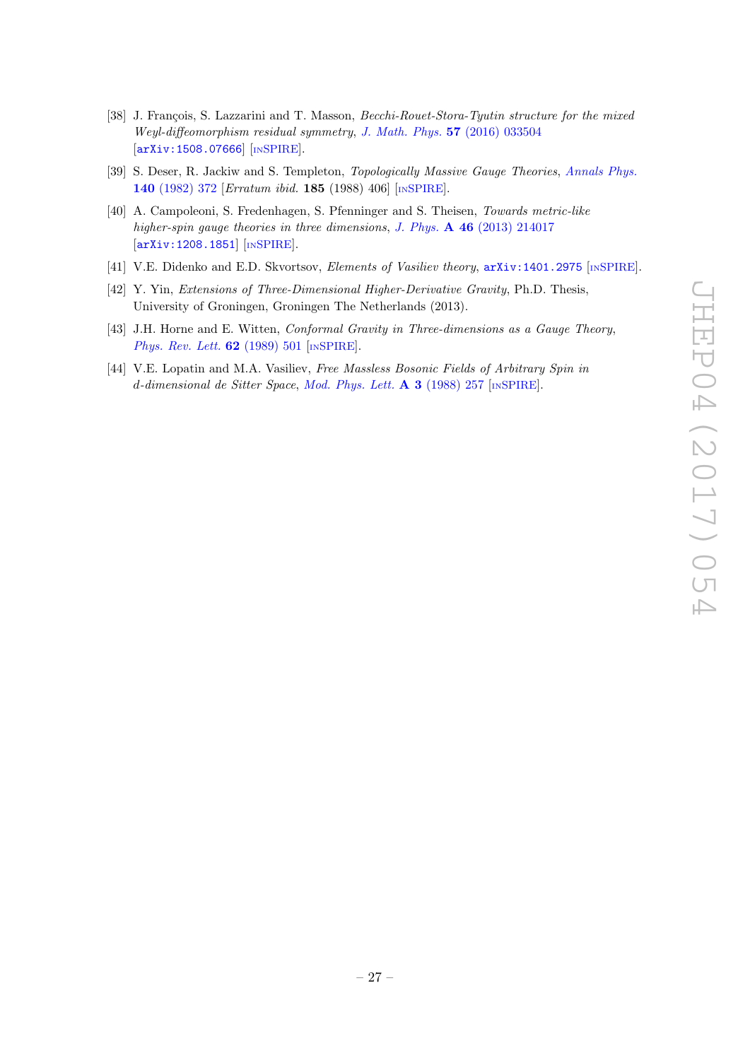- [38] J. François, S. Lazzarini and T. Masson, *Becchi-Rouet-Stora-Tyutin structure for the mixed Weyl-diffeomorphism residual symmetry*, J. Math. Phys. **57** (2016) 033504 [arXiv:1508.07666] [INSPIRE].
- [39] S. Deser, R. Jackiw and S. Templeton, *Topologically Massive Gauge Theories*, Annals Phys. **140** (1982) 372 [*Erratum ibid.* **185** (1988) 406] [INSPIRE].
- [40] A. Campoleoni, S. Fredenhagen, S. Pfenninger and S. Theisen, *Towards metric-like higher-spin gauge theories in three dimensions*, J. Phys. **A 46** (2013) 214017 [arXiv:1208.1851] [INSPIRE].
- [41] V.E. Didenko and E.D. Skvortsov, *Elements of Vasiliev theory*, arXiv:1401.2975 [INSPIRE].
- [42] Y. Yin, *Extensions of Three-Dimensional Higher-Derivative Gravity*, Ph.D. Thesis, University of Groningen, Groningen The Netherlands (2013).
- [43] J.H. Horne and E. Witten, *Conformal Gravity in Three-dimensions as a Gauge Theory*, Phys. Rev. Lett. **62** (1989) 501 [INSPIRE].
- [44] V.E. Lopatin and M.A. Vasiliev, *Free Massless Bosonic Fields of Arbitrary Spin in d-dimensional de Sitter Space*, Mod. Phys. Lett. **A 3** (1988) 257 [INSPIRE].